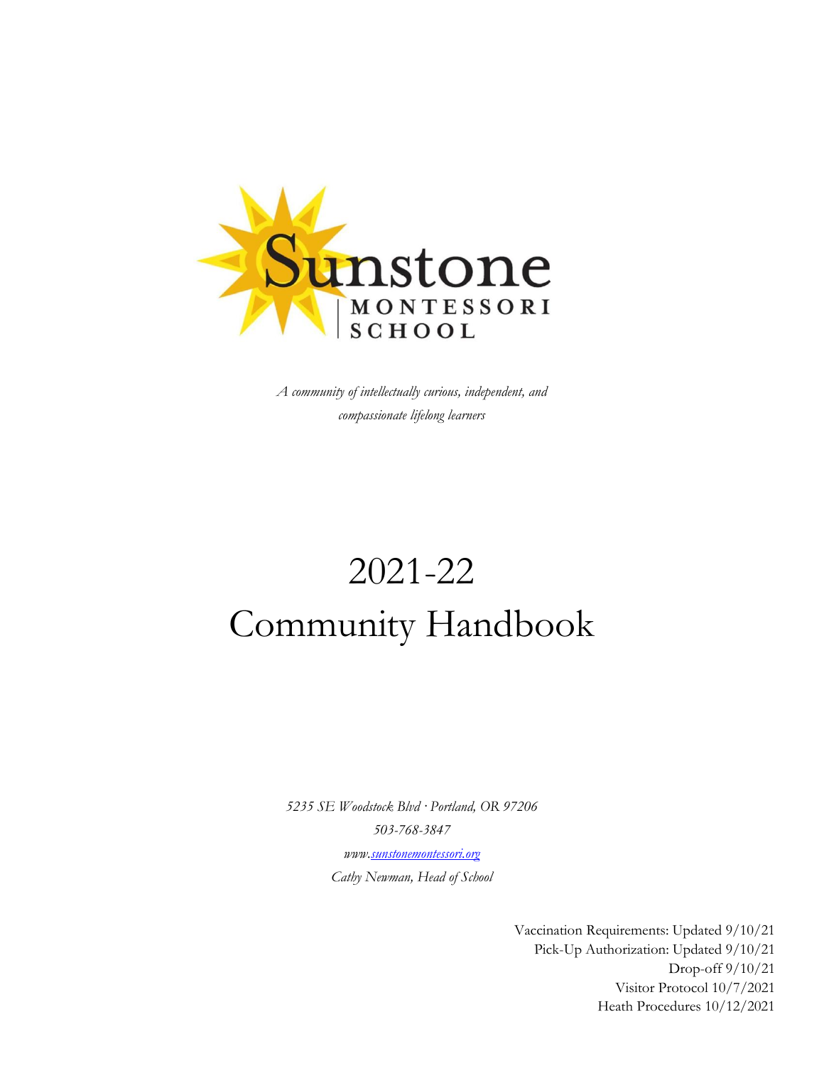Sunstone MONTESSORI SCHOOL

*A community of intellectually curious, independent, and compassionate lifelong learners*

# 2021-22 Community Handbook

*5235 SE Woodstock Blvd · Portland, OR 97206*

*503-768-3847*

*www.sunstonemontessori.org*

*Cathy Newman, Head of School*

Vaccination Requirements: Updated 9/10/21
Pick-Up Authorization: Updated 9/10/21
Drop-off 9/10/21
Visitor Protocol 10/7/2021
Heath Procedures 10/12/2021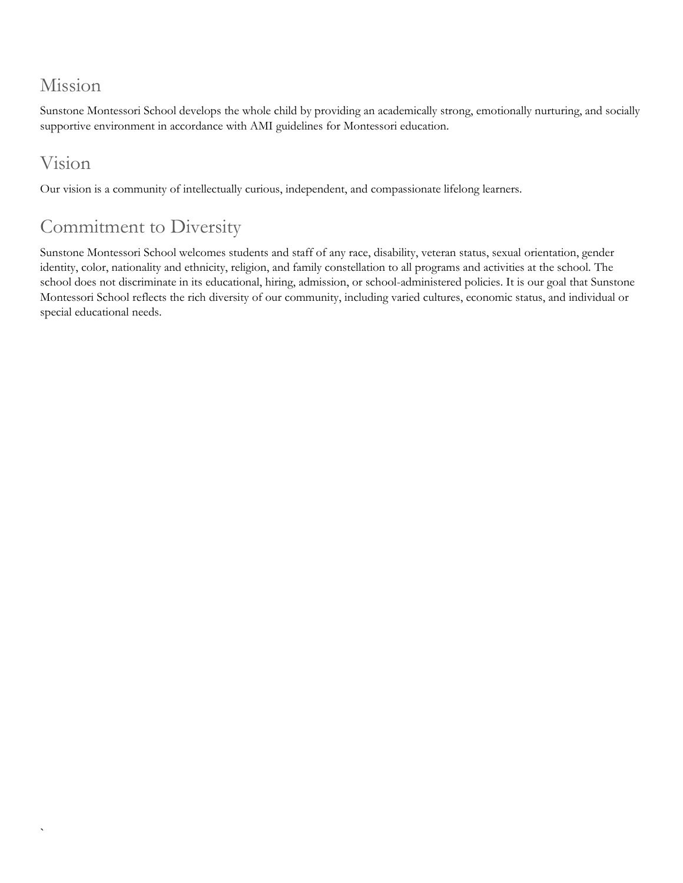## Mission

Sunstone Montessori School develops the whole child by providing an academically strong, emotionally nurturing, and socially supportive environment in accordance with AMI guidelines for Montessori education.

## Vision

Our vision is a community of intellectually curious, independent, and compassionate lifelong learners.

## Commitment to Diversity

Sunstone Montessori School welcomes students and staff of any race, disability, veteran status, sexual orientation, gender identity, color, nationality and ethnicity, religion, and family constellation to all programs and activities at the school. The school does not discriminate in its educational, hiring, admission, or school-administered policies. It is our goal that Sunstone Montessori School reflects the rich diversity of our community, including varied cultures, economic status, and individual or special educational needs.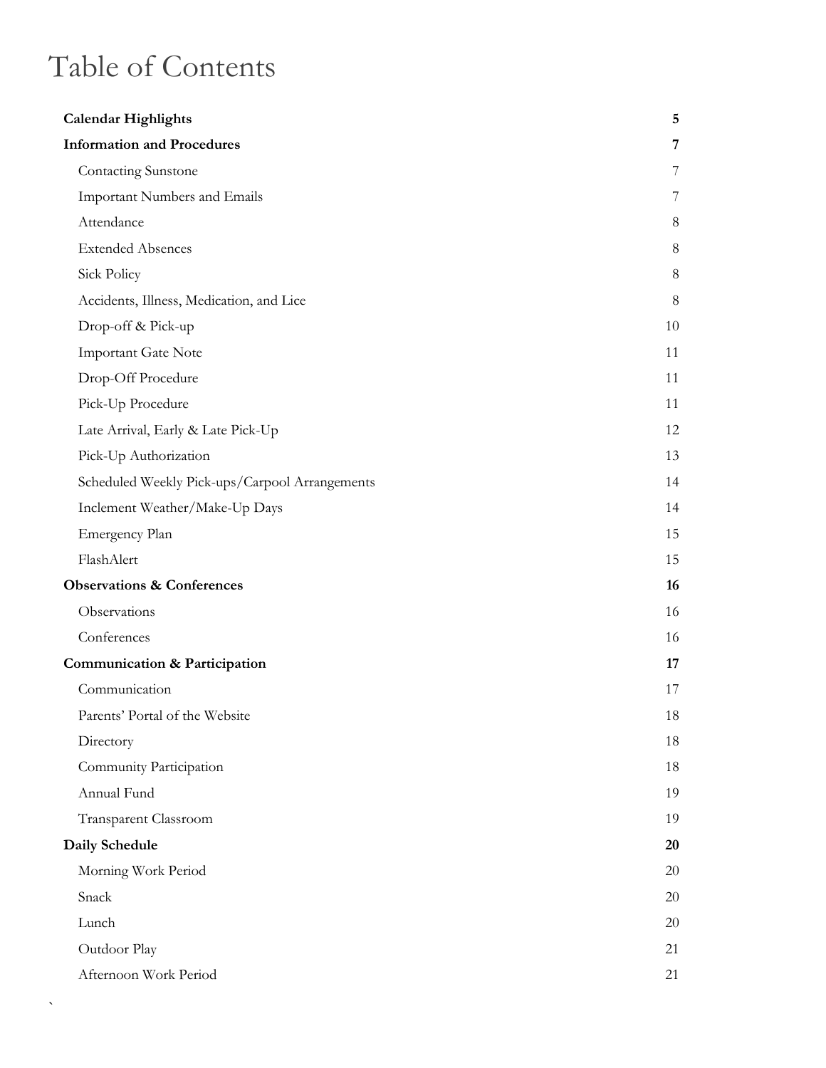# Table of Contents

| | |
|---|---|
| **Calendar Highlights** | **5** |
| **Information and Procedures** | **7** |
| Contacting Sunstone | 7 |
| Important Numbers and Emails | 7 |
| Attendance | 8 |
| Extended Absences | 8 |
| Sick Policy | 8 |
| Accidents, Illness, Medication, and Lice | 8 |
| Drop-off & Pick-up | 10 |
| Important Gate Note | 11 |
| Drop-Off Procedure | 11 |
| Pick-Up Procedure | 11 |
| Late Arrival, Early & Late Pick-Up | 12 |
| Pick-Up Authorization | 13 |
| Scheduled Weekly Pick-ups/Carpool Arrangements | 14 |
| Inclement Weather/Make-Up Days | 14 |
| Emergency Plan | 15 |
| FlashAlert | 15 |
| **Observations & Conferences** | **16** |
| Observations | 16 |
| Conferences | 16 |
| **Communication & Participation** | **17** |
| Communication | 17 |
| Parents' Portal of the Website | 18 |
| Directory | 18 |
| Community Participation | 18 |
| Annual Fund | 19 |
| Transparent Classroom | 19 |
| **Daily Schedule** | **20** |
| Morning Work Period | 20 |
| Snack | 20 |
| Lunch | 20 |
| Outdoor Play | 21 |
| Afternoon Work Period | 21 |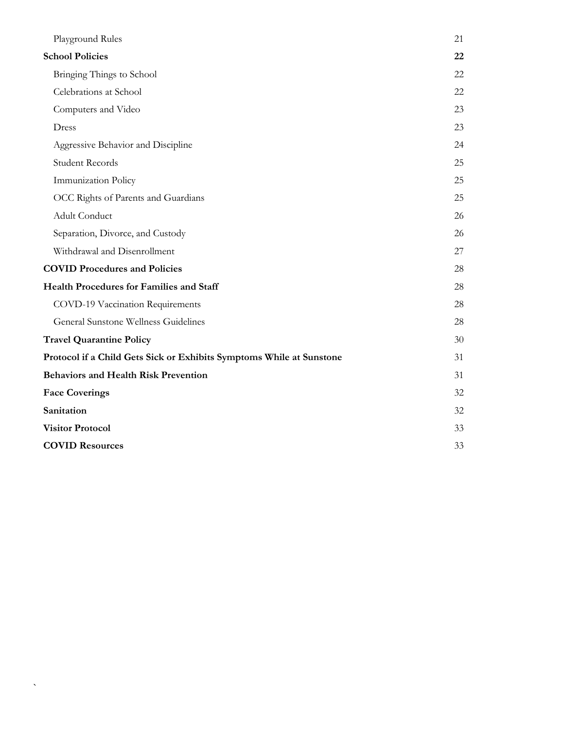| | |
|---|---|
| Playground Rules | 21 |
| **School Policies** | **22** |
| Bringing Things to School | 22 |
| Celebrations at School | 22 |
| Computers and Video | 23 |
| Dress | 23 |
| Aggressive Behavior and Discipline | 24 |
| Student Records | 25 |
| Immunization Policy | 25 |
| OCC Rights of Parents and Guardians | 25 |
| Adult Conduct | 26 |
| Separation, Divorce, and Custody | 26 |
| Withdrawal and Disenrollment | 27 |
| **COVID Procedures and Policies** | 28 |
| **Health Procedures for Families and Staff** | 28 |
| COVD-19 Vaccination Requirements | 28 |
| General Sunstone Wellness Guidelines | 28 |
| **Travel Quarantine Policy** | 30 |
| **Protocol if a Child Gets Sick or Exhibits Symptoms While at Sunstone** | 31 |
| **Behaviors and Health Risk Prevention** | 31 |
| **Face Coverings** | 32 |
| **Sanitation** | 32 |
| **Visitor Protocol** | 33 |
| **COVID Resources** | 33 |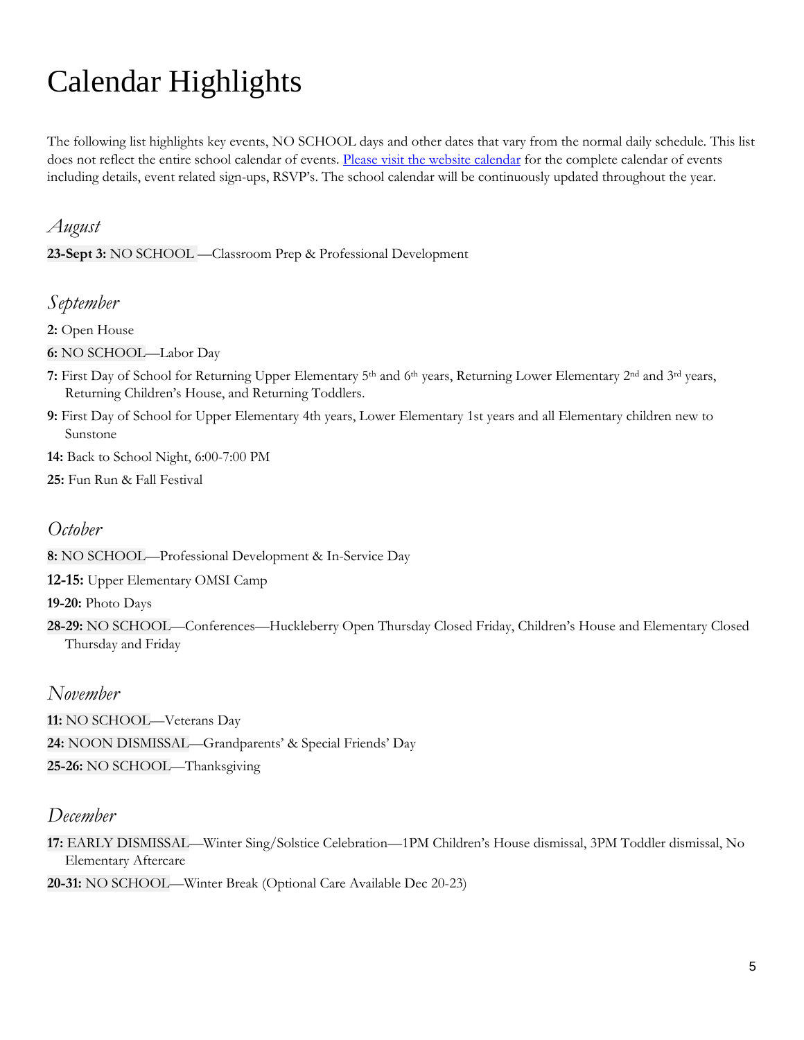# Calendar Highlights

The following list highlights key events, NO SCHOOL days and other dates that vary from the normal daily schedule. This list does not reflect the entire school calendar of events. [Please visit the website calendar]() for the complete calendar of events including details, event related sign-ups, RSVP's. The school calendar will be continuously updated throughout the year.

## *August*

**23-Sept 3:** NO SCHOOL —Classroom Prep & Professional Development

## *September*

**2:** Open House

**6:** NO SCHOOL—Labor Day

**7:** First Day of School for Returning Upper Elementary 5th and 6th years, Returning Lower Elementary 2nd and 3rd years, Returning Children's House, and Returning Toddlers.

**9:** First Day of School for Upper Elementary 4th years, Lower Elementary 1st years and all Elementary children new to Sunstone

**14:** Back to School Night, 6:00-7:00 PM

**25:** Fun Run & Fall Festival

## *October*

**8:** NO SCHOOL—Professional Development & In-Service Day

**12-15:** Upper Elementary OMSI Camp

**19-20:** Photo Days

**28-29:** NO SCHOOL—Conferences—Huckleberry Open Thursday Closed Friday, Children's House and Elementary Closed Thursday and Friday

## *November*

**11:** NO SCHOOL—Veterans Day

**24:** NOON DISMISSAL—Grandparents' & Special Friends' Day

**25-26:** NO SCHOOL—Thanksgiving

## *December*

**17:** EARLY DISMISSAL—Winter Sing/Solstice Celebration—1PM Children's House dismissal, 3PM Toddler dismissal, No Elementary Aftercare

**20-31:** NO SCHOOL—Winter Break (Optional Care Available Dec 20-23)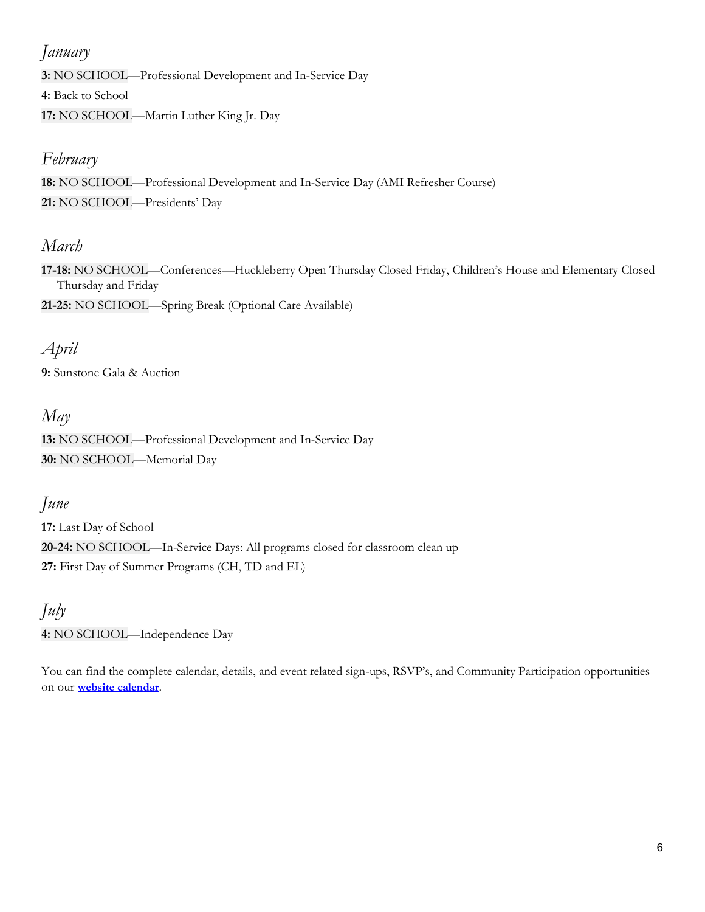*January*

**3:** NO SCHOOL—Professional Development and In-Service Day

**4:** Back to School

**17:** NO SCHOOL—Martin Luther King Jr. Day

*February*

**18:** NO SCHOOL—Professional Development and In-Service Day (AMI Refresher Course)

**21:** NO SCHOOL—Presidents' Day

*March*

**17-18:** NO SCHOOL—Conferences—Huckleberry Open Thursday Closed Friday, Children's House and Elementary Closed Thursday and Friday

**21-25:** NO SCHOOL—Spring Break (Optional Care Available)

*April*

**9:** Sunstone Gala & Auction

*May*

**13:** NO SCHOOL—Professional Development and In-Service Day

**30:** NO SCHOOL—Memorial Day

*June*

**17:** Last Day of School

**20-24:** NO SCHOOL—In-Service Days: All programs closed for classroom clean up

**27:** First Day of Summer Programs (CH, TD and EL)

*July*

**4:** NO SCHOOL—Independence Day

You can find the complete calendar, details, and event related sign-ups, RSVP's, and Community Participation opportunities on our **website calendar**.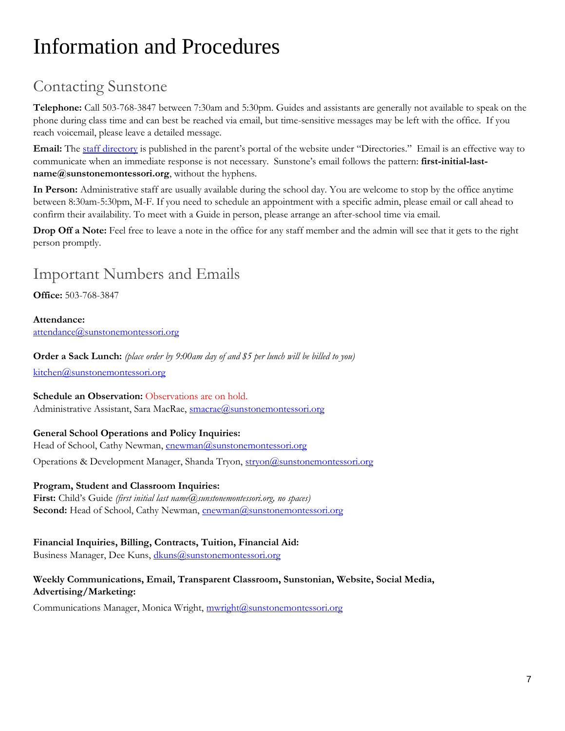# Information and Procedures

## Contacting Sunstone

**Telephone:** Call 503-768-3847 between 7:30am and 5:30pm. Guides and assistants are generally not available to speak on the phone during class time and can best be reached via email, but time-sensitive messages may be left with the office. If you reach voicemail, please leave a detailed message.

**Email:** The staff directory is published in the parent's portal of the website under "Directories." Email is an effective way to communicate when an immediate response is not necessary. Sunstone's email follows the pattern: **first-initial-last-name@sunstonemontessori.org**, without the hyphens.

**In Person:** Administrative staff are usually available during the school day. You are welcome to stop by the office anytime between 8:30am-5:30pm, M-F. If you need to schedule an appointment with a specific admin, please email or call ahead to confirm their availability. To meet with a Guide in person, please arrange an after-school time via email.

**Drop Off a Note:** Feel free to leave a note in the office for any staff member and the admin will see that it gets to the right person promptly.

## Important Numbers and Emails

**Office:** 503-768-3847

**Attendance:**
attendance@sunstonemontessori.org

**Order a Sack Lunch:** *(place order by 9:00am day of and $5 per lunch will be billed to you)*
kitchen@sunstonemontessori.org

**Schedule an Observation:** Observations are on hold.
Administrative Assistant, Sara MacRae, smacrae@sunstonemontessori.org

**General School Operations and Policy Inquiries:**
Head of School, Cathy Newman, cnewman@sunstonemontessori.org

Operations & Development Manager, Shanda Tryon, stryon@sunstonemontessori.org

**Program, Student and Classroom Inquiries:**
**First:** Child's Guide *(first initial last name@sunstonemontessori.org, no spaces)*
**Second:** Head of School, Cathy Newman, cnewman@sunstonemontessori.org

**Financial Inquiries, Billing, Contracts, Tuition, Financial Aid:**
Business Manager, Dee Kuns, dkuns@sunstonemontessori.org

**Weekly Communications, Email, Transparent Classroom, Sunstonian, Website, Social Media, Advertising/Marketing:**

Communications Manager, Monica Wright, mwright@sunstonemontessori.org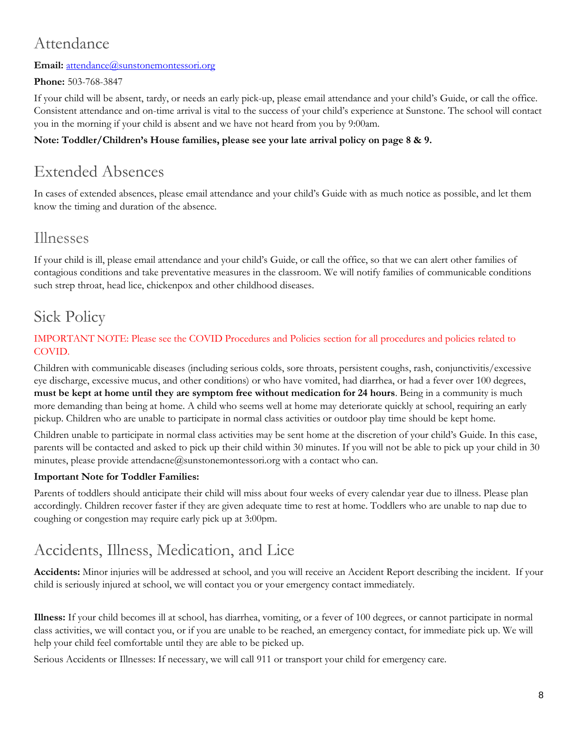## Attendance

**Email:** attendance@sunstonemontessori.org

**Phone:** 503-768-3847

If your child will be absent, tardy, or needs an early pick-up, please email attendance and your child's Guide, or call the office. Consistent attendance and on-time arrival is vital to the success of your child's experience at Sunstone. The school will contact you in the morning if your child is absent and we have not heard from you by 9:00am.

**Note: Toddler/Children's House families, please see your late arrival policy on page 8 & 9.**

## Extended Absences

In cases of extended absences, please email attendance and your child's Guide with as much notice as possible, and let them know the timing and duration of the absence.

## Illnesses

If your child is ill, please email attendance and your child's Guide, or call the office, so that we can alert other families of contagious conditions and take preventative measures in the classroom. We will notify families of communicable conditions such strep throat, head lice, chickenpox and other childhood diseases.

## Sick Policy

IMPORTANT NOTE: Please see the COVID Procedures and Policies section for all procedures and policies related to COVID.

Children with communicable diseases (including serious colds, sore throats, persistent coughs, rash, conjunctivitis/excessive eye discharge, excessive mucus, and other conditions) or who have vomited, had diarrhea, or had a fever over 100 degrees, **must be kept at home until they are symptom free without medication for 24 hours**. Being in a community is much more demanding than being at home. A child who seems well at home may deteriorate quickly at school, requiring an early pickup. Children who are unable to participate in normal class activities or outdoor play time should be kept home.

Children unable to participate in normal class activities may be sent home at the discretion of your child's Guide. In this case, parents will be contacted and asked to pick up their child within 30 minutes. If you will not be able to pick up your child in 30 minutes, please provide attendacne@sunstonemontessori.org with a contact who can.

**Important Note for Toddler Families:**

Parents of toddlers should anticipate their child will miss about four weeks of every calendar year due to illness. Please plan accordingly. Children recover faster if they are given adequate time to rest at home. Toddlers who are unable to nap due to coughing or congestion may require early pick up at 3:00pm.

## Accidents, Illness, Medication, and Lice

**Accidents:** Minor injuries will be addressed at school, and you will receive an Accident Report describing the incident. If your child is seriously injured at school, we will contact you or your emergency contact immediately.

**Illness:** If your child becomes ill at school, has diarrhea, vomiting, or a fever of 100 degrees, or cannot participate in normal class activities, we will contact you, or if you are unable to be reached, an emergency contact, for immediate pick up. We will help your child feel comfortable until they are able to be picked up.

Serious Accidents or Illnesses: If necessary, we will call 911 or transport your child for emergency care.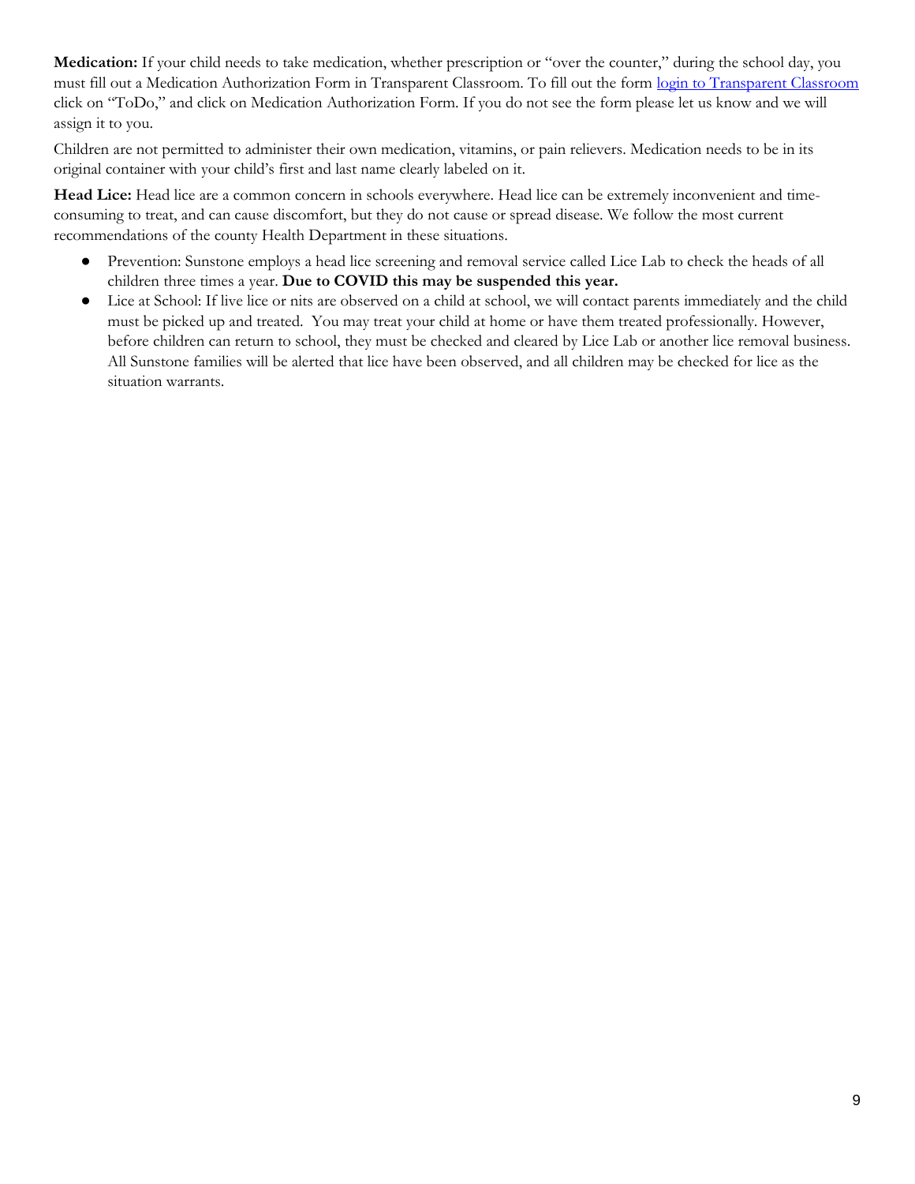**Medication:** If your child needs to take medication, whether prescription or "over the counter," during the school day, you must fill out a Medication Authorization Form in Transparent Classroom. To fill out the form login to Transparent Classroom click on "ToDo," and click on Medication Authorization Form. If you do not see the form please let us know and we will assign it to you.

Children are not permitted to administer their own medication, vitamins, or pain relievers. Medication needs to be in its original container with your child's first and last name clearly labeled on it.

**Head Lice:** Head lice are a common concern in schools everywhere. Head lice can be extremely inconvenient and time-consuming to treat, and can cause discomfort, but they do not cause or spread disease. We follow the most current recommendations of the county Health Department in these situations.

- Prevention: Sunstone employs a head lice screening and removal service called Lice Lab to check the heads of all children three times a year. **Due to COVID this may be suspended this year.**
- Lice at School: If live lice or nits are observed on a child at school, we will contact parents immediately and the child must be picked up and treated. You may treat your child at home or have them treated professionally. However, before children can return to school, they must be checked and cleared by Lice Lab or another lice removal business. All Sunstone families will be alerted that lice have been observed, and all children may be checked for lice as the situation warrants.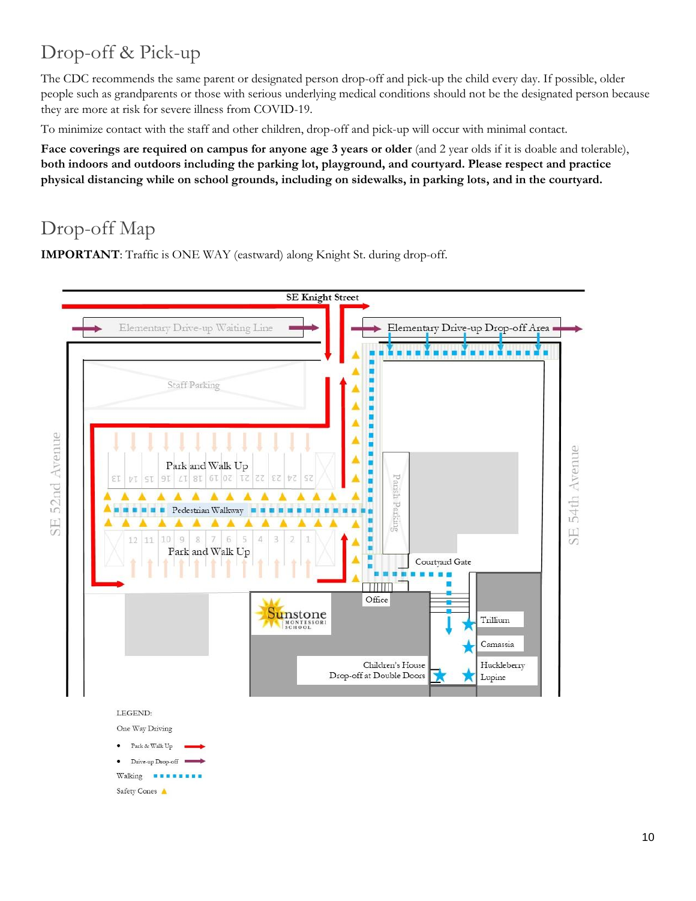## Drop-off & Pick-up

The CDC recommends the same parent or designated person drop-off and pick-up the child every day. If possible, older people such as grandparents or those with serious underlying medical conditions should not be the designated person because they are more at risk for severe illness from COVID-19.

To minimize contact with the staff and other children, drop-off and pick-up will occur with minimal contact.

**Face coverings are required on campus for anyone age 3 years or older** (and 2 year olds if it is doable and tolerable), **both indoors and outdoors including the parking lot, playground, and courtyard. Please respect and practice physical distancing while on school grounds, including on sidewalks, in parking lots, and in the courtyard.**

## Drop-off Map

**IMPORTANT**: Traffic is ONE WAY (eastward) along Knight St. during drop-off.

SE Knight Street

Elementary Drive-up Waiting Line

Elementary Drive-up Drop-off Area

Staff Parking

Park and Walk Up

Pedestrian Walkway

Park and Walk Up

Parish Parking

Courtyard Gate

Office

SE 52nd Avenue

SE 54th Avenue

Sunstone Montessori School

Trillium

Camassia

Children's House Drop-off at Double Doors

Huckleberry Lupine

LEGEND:

One Way Driving

- Park & Walk Up
- Drive-up Drop-off

Walking

Safety Cones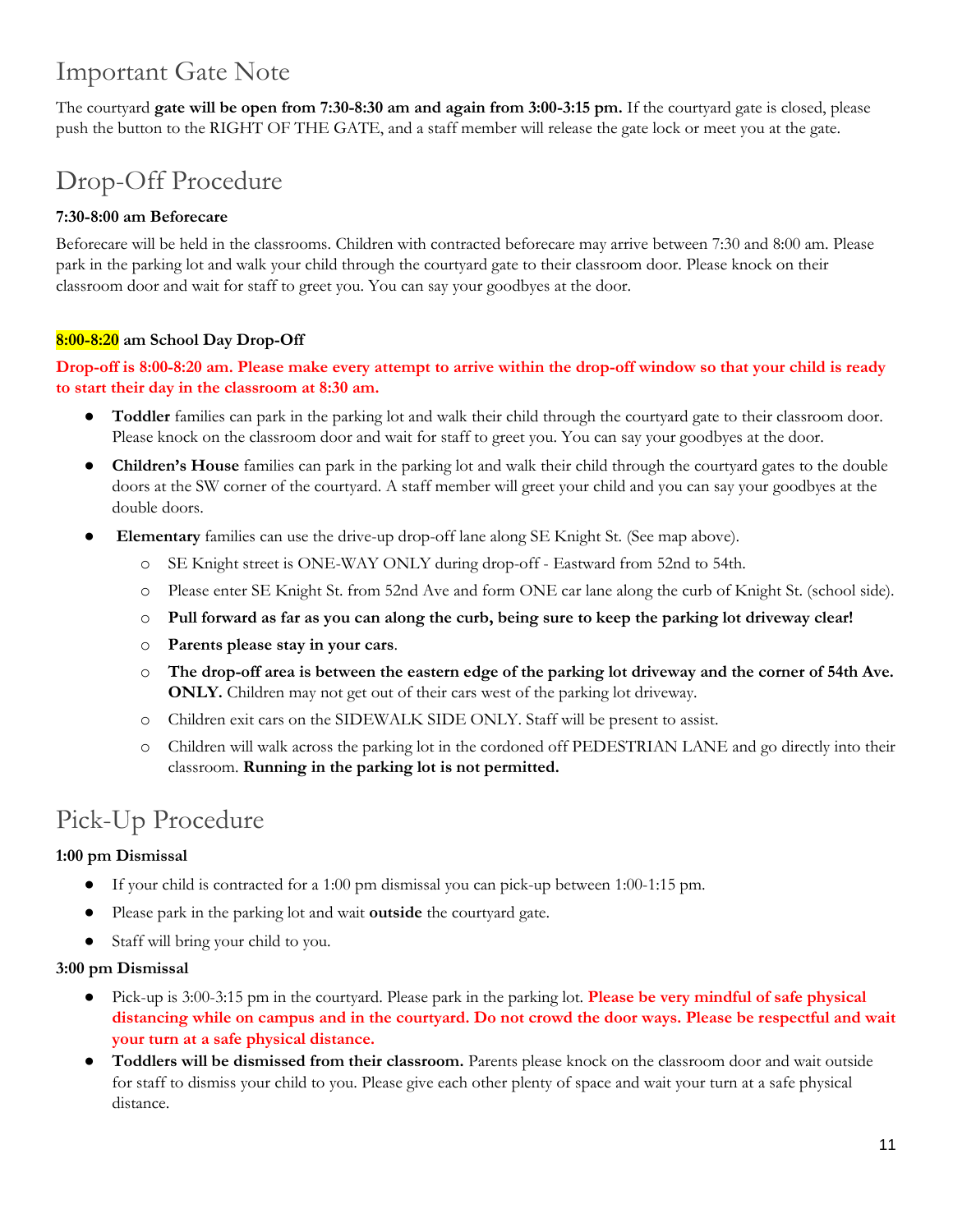## Important Gate Note

The courtyard **gate will be open from 7:30-8:30 am and again from 3:00-3:15 pm.** If the courtyard gate is closed, please push the button to the RIGHT OF THE GATE, and a staff member will release the gate lock or meet you at the gate.

## Drop-Off Procedure

**7:30-8:00 am Beforecare**

Beforecare will be held in the classrooms. Children with contracted beforecare may arrive between 7:30 and 8:00 am. Please park in the parking lot and walk your child through the courtyard gate to their classroom door. Please knock on their classroom door and wait for staff to greet you. You can say your goodbyes at the door.

**8:00-8:20 am School Day Drop-Off**

**Drop-off is 8:00-8:20 am. Please make every attempt to arrive within the drop-off window so that your child is ready to start their day in the classroom at 8:30 am.**

- **Toddler** families can park in the parking lot and walk their child through the courtyard gate to their classroom door. Please knock on the classroom door and wait for staff to greet you. You can say your goodbyes at the door.
- **Children's House** families can park in the parking lot and walk their child through the courtyard gates to the double doors at the SW corner of the courtyard. A staff member will greet your child and you can say your goodbyes at the double doors.
- **Elementary** families can use the drive-up drop-off lane along SE Knight St. (See map above).
  - SE Knight street is ONE-WAY ONLY during drop-off - Eastward from 52nd to 54th.
  - Please enter SE Knight St. from 52nd Ave and form ONE car lane along the curb of Knight St. (school side).
  - **Pull forward as far as you can along the curb, being sure to keep the parking lot driveway clear!**
  - **Parents please stay in your cars**.
  - **The drop-off area is between the eastern edge of the parking lot driveway and the corner of 54th Ave. ONLY.** Children may not get out of their cars west of the parking lot driveway.
  - Children exit cars on the SIDEWALK SIDE ONLY. Staff will be present to assist.
  - Children will walk across the parking lot in the cordoned off PEDESTRIAN LANE and go directly into their classroom. **Running in the parking lot is not permitted.**

## Pick-Up Procedure

**1:00 pm Dismissal**

- If your child is contracted for a 1:00 pm dismissal you can pick-up between 1:00-1:15 pm.
- Please park in the parking lot and wait **outside** the courtyard gate.
- Staff will bring your child to you.

**3:00 pm Dismissal**

- Pick-up is 3:00-3:15 pm in the courtyard. Please park in the parking lot. **Please be very mindful of safe physical distancing while on campus and in the courtyard. Do not crowd the door ways. Please be respectful and wait your turn at a safe physical distance.**
- **Toddlers will be dismissed from their classroom.** Parents please knock on the classroom door and wait outside for staff to dismiss your child to you. Please give each other plenty of space and wait your turn at a safe physical distance.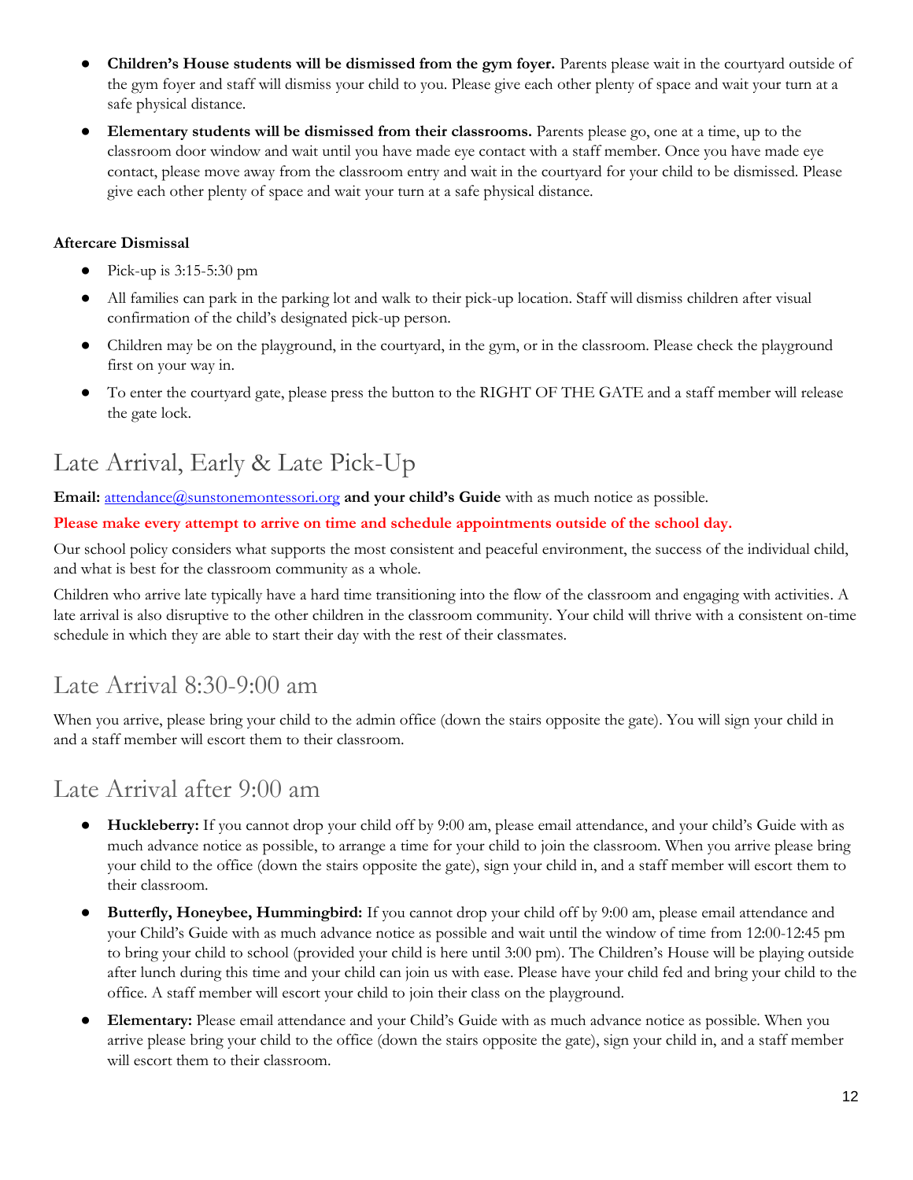- **Children's House students will be dismissed from the gym foyer.** Parents please wait in the courtyard outside of the gym foyer and staff will dismiss your child to you. Please give each other plenty of space and wait your turn at a safe physical distance.
- **Elementary students will be dismissed from their classrooms.** Parents please go, one at a time, up to the classroom door window and wait until you have made eye contact with a staff member. Once you have made eye contact, please move away from the classroom entry and wait in the courtyard for your child to be dismissed. Please give each other plenty of space and wait your turn at a safe physical distance.

**Aftercare Dismissal**

- Pick-up is 3:15-5:30 pm
- All families can park in the parking lot and walk to their pick-up location. Staff will dismiss children after visual confirmation of the child's designated pick-up person.
- Children may be on the playground, in the courtyard, in the gym, or in the classroom. Please check the playground first on your way in.
- To enter the courtyard gate, please press the button to the RIGHT OF THE GATE and a staff member will release the gate lock.

## Late Arrival, Early & Late Pick-Up

**Email:** attendance@sunstonemontessori.org **and your child's Guide** with as much notice as possible.

**Please make every attempt to arrive on time and schedule appointments outside of the school day.**

Our school policy considers what supports the most consistent and peaceful environment, the success of the individual child, and what is best for the classroom community as a whole.

Children who arrive late typically have a hard time transitioning into the flow of the classroom and engaging with activities. A late arrival is also disruptive to the other children in the classroom community. Your child will thrive with a consistent on-time schedule in which they are able to start their day with the rest of their classmates.

## Late Arrival 8:30-9:00 am

When you arrive, please bring your child to the admin office (down the stairs opposite the gate). You will sign your child in and a staff member will escort them to their classroom.

## Late Arrival after 9:00 am

- **Huckleberry:** If you cannot drop your child off by 9:00 am, please email attendance, and your child's Guide with as much advance notice as possible, to arrange a time for your child to join the classroom. When you arrive please bring your child to the office (down the stairs opposite the gate), sign your child in, and a staff member will escort them to their classroom.
- **Butterfly, Honeybee, Hummingbird:** If you cannot drop your child off by 9:00 am, please email attendance and your Child's Guide with as much advance notice as possible and wait until the window of time from 12:00-12:45 pm to bring your child to school (provided your child is here until 3:00 pm). The Children's House will be playing outside after lunch during this time and your child can join us with ease. Please have your child fed and bring your child to the office. A staff member will escort your child to join their class on the playground.
- **Elementary:** Please email attendance and your Child's Guide with as much advance notice as possible. When you arrive please bring your child to the office (down the stairs opposite the gate), sign your child in, and a staff member will escort them to their classroom.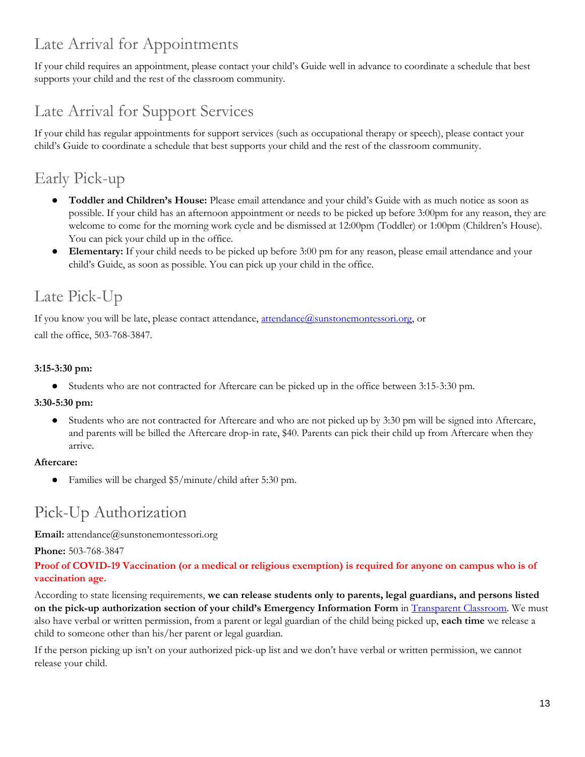## Late Arrival for Appointments

If your child requires an appointment, please contact your child's Guide well in advance to coordinate a schedule that best supports your child and the rest of the classroom community.

## Late Arrival for Support Services

If your child has regular appointments for support services (such as occupational therapy or speech), please contact your child's Guide to coordinate a schedule that best supports your child and the rest of the classroom community.

## Early Pick-up

- **Toddler and Children's House:** Please email attendance and your child's Guide with as much notice as soon as possible. If your child has an afternoon appointment or needs to be picked up before 3:00pm for any reason, they are welcome to come for the morning work cycle and be dismissed at 12:00pm (Toddler) or 1:00pm (Children's House). You can pick your child up in the office.
- **Elementary:** If your child needs to be picked up before 3:00 pm for any reason, please email attendance and your child's Guide, as soon as possible. You can pick up your child in the office.

## Late Pick-Up

If you know you will be late, please contact attendance, [attendance@sunstonemontessori.org](mailto:attendance@sunstonemontessori.org), or call the office, 503-768-3847.

**3:15-3:30 pm:**

- Students who are not contracted for Aftercare can be picked up in the office between 3:15-3:30 pm.

**3:30-5:30 pm:**

- Students who are not contracted for Aftercare and who are not picked up by 3:30 pm will be signed into Aftercare, and parents will be billed the Aftercare drop-in rate, $40. Parents can pick their child up from Aftercare when they arrive.

**Aftercare:**

- Families will be charged $5/minute/child after 5:30 pm.

## Pick-Up Authorization

**Email:** attendance@sunstonemontessori.org

**Phone:** 503-768-3847

**Proof of COVID-19 Vaccination (or a medical or religious exemption) is required for anyone on campus who is of vaccination age.**

According to state licensing requirements, **we can release students only to parents, legal guardians, and persons listed on the pick-up authorization section of your child's Emergency Information Form** in [Transparent Classroom](). We must also have verbal or written permission, from a parent or legal guardian of the child being picked up, **each time** we release a child to someone other than his/her parent or legal guardian.

If the person picking up isn't on your authorized pick-up list and we don't have verbal or written permission, we cannot release your child.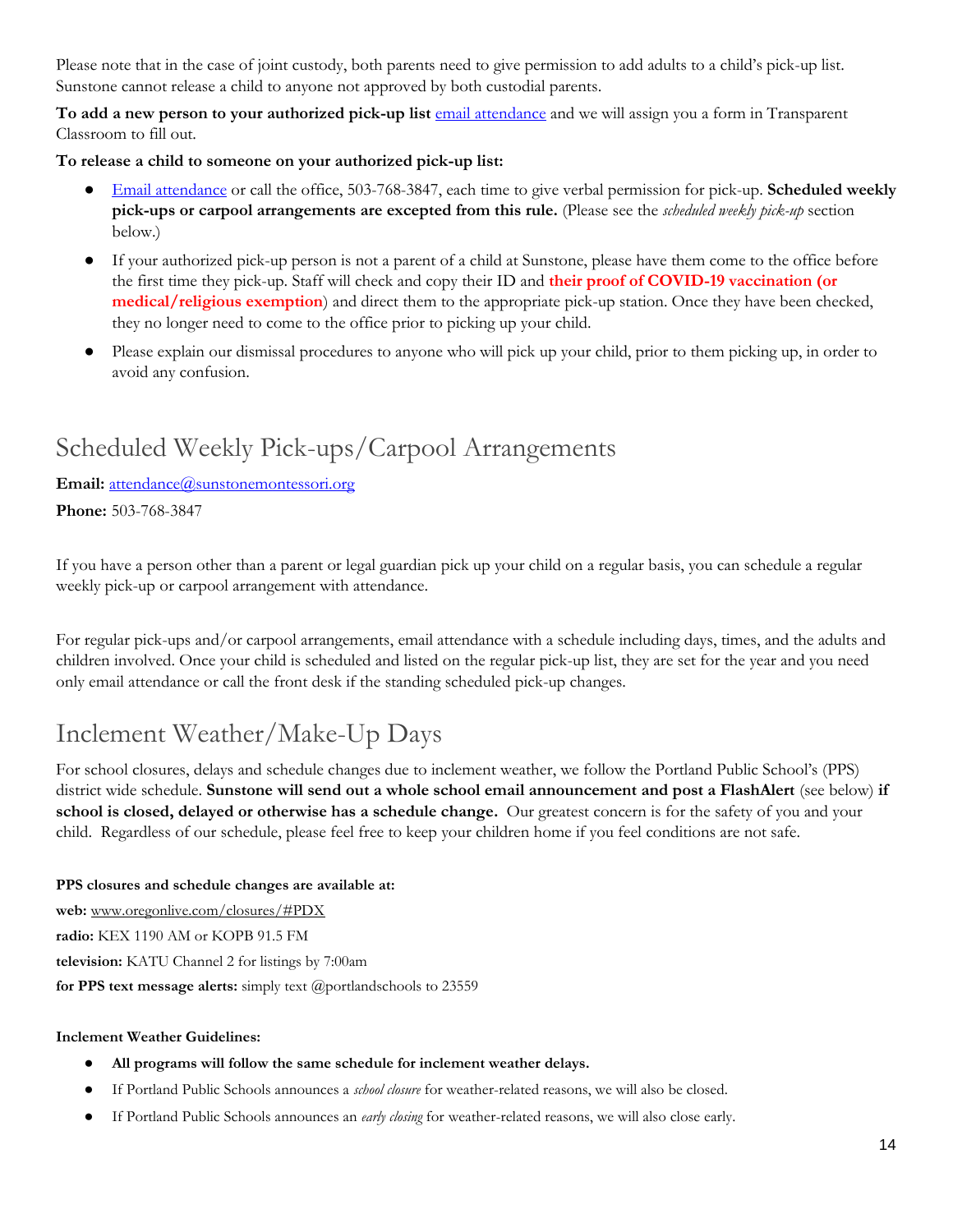Please note that in the case of joint custody, both parents need to give permission to add adults to a child's pick-up list. Sunstone cannot release a child to anyone not approved by both custodial parents.

**To add a new person to your authorized pick-up list** email attendance and we will assign you a form in Transparent Classroom to fill out.

**To release a child to someone on your authorized pick-up list:**

- Email attendance or call the office, 503-768-3847, each time to give verbal permission for pick-up. **Scheduled weekly pick-ups or carpool arrangements are excepted from this rule.** (Please see the *scheduled weekly pick-up* section below.)
- If your authorized pick-up person is not a parent of a child at Sunstone, please have them come to the office before the first time they pick-up. Staff will check and copy their ID and **their proof of COVID-19 vaccination (or medical/religious exemption**) and direct them to the appropriate pick-up station. Once they have been checked, they no longer need to come to the office prior to picking up your child.
- Please explain our dismissal procedures to anyone who will pick up your child, prior to them picking up, in order to avoid any confusion.

## Scheduled Weekly Pick-ups/Carpool Arrangements

**Email:** attendance@sunstonemontessori.org

**Phone:** 503-768-3847

If you have a person other than a parent or legal guardian pick up your child on a regular basis, you can schedule a regular weekly pick-up or carpool arrangement with attendance.

For regular pick-ups and/or carpool arrangements, email attendance with a schedule including days, times, and the adults and children involved. Once your child is scheduled and listed on the regular pick-up list, they are set for the year and you need only email attendance or call the front desk if the standing scheduled pick-up changes.

## Inclement Weather/Make-Up Days

For school closures, delays and schedule changes due to inclement weather, we follow the Portland Public School's (PPS) district wide schedule. **Sunstone will send out a whole school email announcement and post a FlashAlert** (see below) **if school is closed, delayed or otherwise has a schedule change.** Our greatest concern is for the safety of you and your child. Regardless of our schedule, please feel free to keep your children home if you feel conditions are not safe.

**PPS closures and schedule changes are available at:**

**web:** www.oregonlive.com/closures/#PDX

**radio:** KEX 1190 AM or KOPB 91.5 FM

**television:** KATU Channel 2 for listings by 7:00am

**for PPS text message alerts:** simply text @portlandschools to 23559

**Inclement Weather Guidelines:**

- **All programs will follow the same schedule for inclement weather delays.**
- If Portland Public Schools announces a *school closure* for weather-related reasons, we will also be closed.
- If Portland Public Schools announces an *early closing* for weather-related reasons, we will also close early.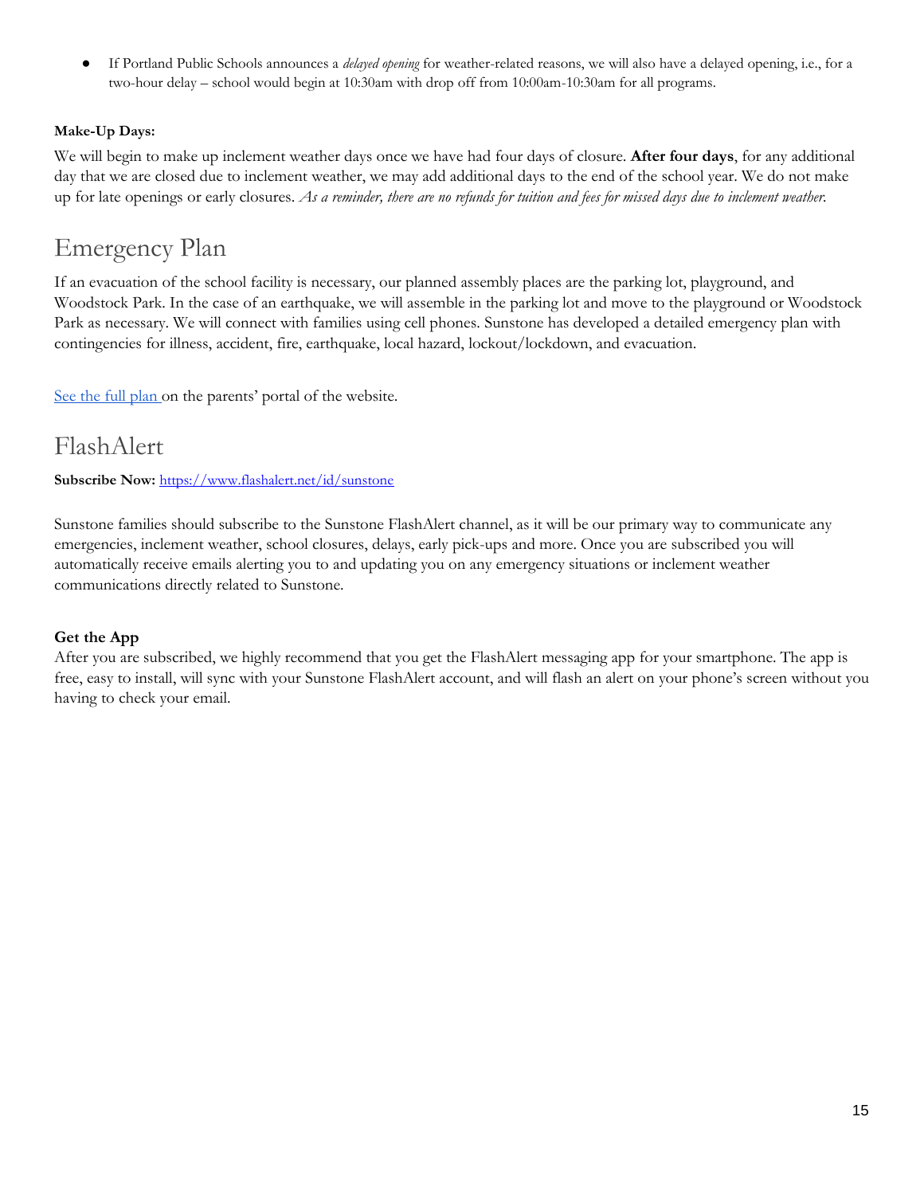- If Portland Public Schools announces a *delayed opening* for weather-related reasons, we will also have a delayed opening, i.e., for a two-hour delay – school would begin at 10:30am with drop off from 10:00am-10:30am for all programs.

**Make-Up Days:**

We will begin to make up inclement weather days once we have had four days of closure. **After four days**, for any additional day that we are closed due to inclement weather, we may add additional days to the end of the school year. We do not make up for late openings or early closures. *As a reminder, there are no refunds for tuition and fees for missed days due to inclement weather.*

## Emergency Plan

If an evacuation of the school facility is necessary, our planned assembly places are the parking lot, playground, and Woodstock Park. In the case of an earthquake, we will assemble in the parking lot and move to the playground or Woodstock Park as necessary. We will connect with families using cell phones. Sunstone has developed a detailed emergency plan with contingencies for illness, accident, fire, earthquake, local hazard, lockout/lockdown, and evacuation.

[See the full plan](#) on the parents' portal of the website.

## FlashAlert

**Subscribe Now:** [https://www.flashalert.net/id/sunstone](https://www.flashalert.net/id/sunstone)

Sunstone families should subscribe to the Sunstone FlashAlert channel, as it will be our primary way to communicate any emergencies, inclement weather, school closures, delays, early pick-ups and more. Once you are subscribed you will automatically receive emails alerting you to and updating you on any emergency situations or inclement weather communications directly related to Sunstone.

**Get the App**

After you are subscribed, we highly recommend that you get the FlashAlert messaging app for your smartphone. The app is free, easy to install, will sync with your Sunstone FlashAlert account, and will flash an alert on your phone's screen without you having to check your email.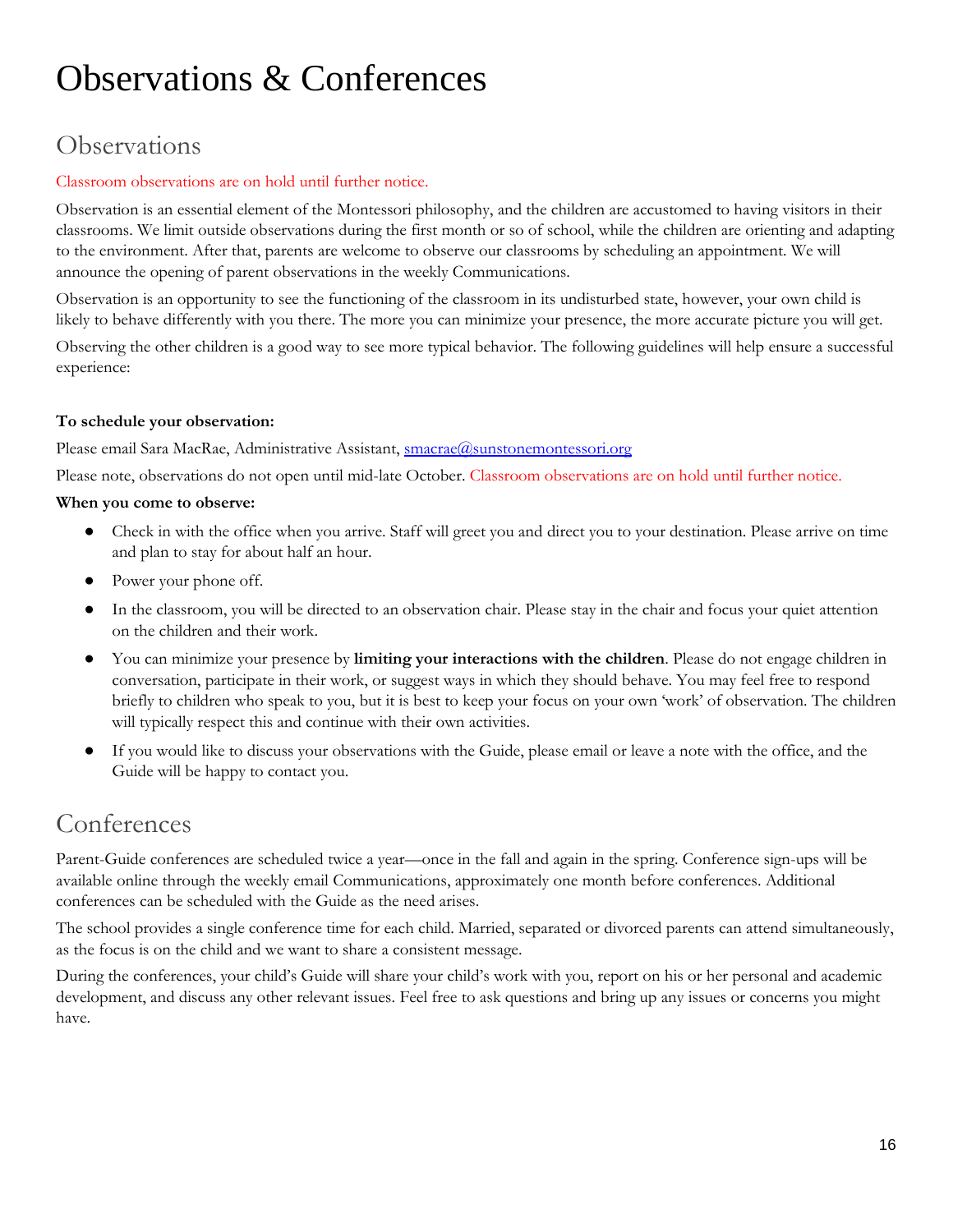# Observations & Conferences

## Observations

Classroom observations are on hold until further notice.

Observation is an essential element of the Montessori philosophy, and the children are accustomed to having visitors in their classrooms. We limit outside observations during the first month or so of school, while the children are orienting and adapting to the environment. After that, parents are welcome to observe our classrooms by scheduling an appointment. We will announce the opening of parent observations in the weekly Communications.

Observation is an opportunity to see the functioning of the classroom in its undisturbed state, however, your own child is likely to behave differently with you there. The more you can minimize your presence, the more accurate picture you will get.

Observing the other children is a good way to see more typical behavior. The following guidelines will help ensure a successful experience:

**To schedule your observation:**

Please email Sara MacRae, Administrative Assistant, smacrae@sunstonemontessori.org

Please note, observations do not open until mid-late October. Classroom observations are on hold until further notice.

**When you come to observe:**

- Check in with the office when you arrive. Staff will greet you and direct you to your destination. Please arrive on time and plan to stay for about half an hour.
- Power your phone off.
- In the classroom, you will be directed to an observation chair. Please stay in the chair and focus your quiet attention on the children and their work.
- You can minimize your presence by **limiting your interactions with the children**. Please do not engage children in conversation, participate in their work, or suggest ways in which they should behave. You may feel free to respond briefly to children who speak to you, but it is best to keep your focus on your own 'work' of observation. The children will typically respect this and continue with their own activities.
- If you would like to discuss your observations with the Guide, please email or leave a note with the office, and the Guide will be happy to contact you.

## Conferences

Parent-Guide conferences are scheduled twice a year—once in the fall and again in the spring. Conference sign-ups will be available online through the weekly email Communications, approximately one month before conferences. Additional conferences can be scheduled with the Guide as the need arises.

The school provides a single conference time for each child. Married, separated or divorced parents can attend simultaneously, as the focus is on the child and we want to share a consistent message.

During the conferences, your child's Guide will share your child's work with you, report on his or her personal and academic development, and discuss any other relevant issues. Feel free to ask questions and bring up any issues or concerns you might have.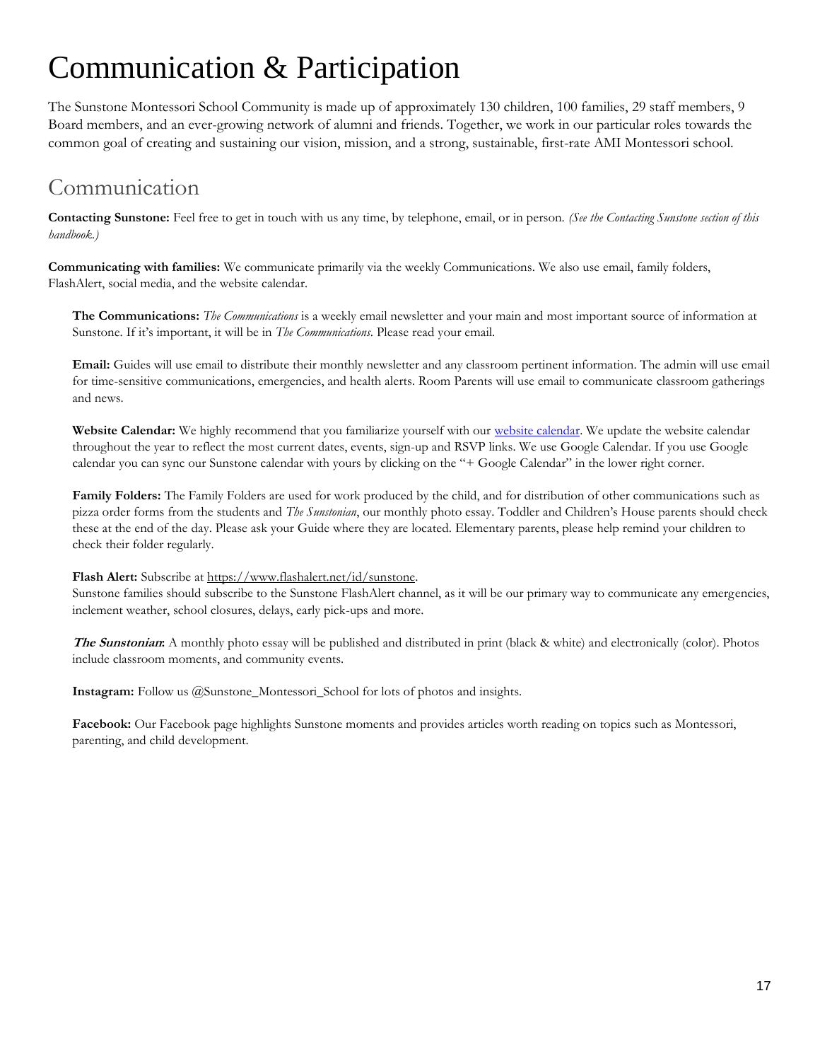# Communication & Participation

The Sunstone Montessori School Community is made up of approximately 130 children, 100 families, 29 staff members, 9 Board members, and an ever-growing network of alumni and friends. Together, we work in our particular roles towards the common goal of creating and sustaining our vision, mission, and a strong, sustainable, first-rate AMI Montessori school.

## Communication

**Contacting Sunstone:** Feel free to get in touch with us any time, by telephone, email, or in person. *(See the Contacting Sunstone section of this handbook.)*

**Communicating with families:** We communicate primarily via the weekly Communications. We also use email, family folders, FlashAlert, social media, and the website calendar.

**The Communications:** *The Communications* is a weekly email newsletter and your main and most important source of information at Sunstone. If it's important, it will be in *The Communications*. Please read your email.

**Email:** Guides will use email to distribute their monthly newsletter and any classroom pertinent information. The admin will use email for time-sensitive communications, emergencies, and health alerts. Room Parents will use email to communicate classroom gatherings and news.

**Website Calendar:** We highly recommend that you familiarize yourself with our website calendar. We update the website calendar throughout the year to reflect the most current dates, events, sign-up and RSVP links. We use Google Calendar. If you use Google calendar you can sync our Sunstone calendar with yours by clicking on the "+ Google Calendar" in the lower right corner.

**Family Folders:** The Family Folders are used for work produced by the child, and for distribution of other communications such as pizza order forms from the students and *The Sunstonian*, our monthly photo essay. Toddler and Children's House parents should check these at the end of the day. Please ask your Guide where they are located. Elementary parents, please help remind your children to check their folder regularly.

**Flash Alert:** Subscribe at https://www.flashalert.net/id/sunstone.
Sunstone families should subscribe to the Sunstone FlashAlert channel, as it will be our primary way to communicate any emergencies, inclement weather, school closures, delays, early pick-ups and more.

***The Sunstonian*:** A monthly photo essay will be published and distributed in print (black & white) and electronically (color). Photos include classroom moments, and community events.

**Instagram:** Follow us @Sunstone_Montessori_School for lots of photos and insights.

**Facebook:** Our Facebook page highlights Sunstone moments and provides articles worth reading on topics such as Montessori, parenting, and child development.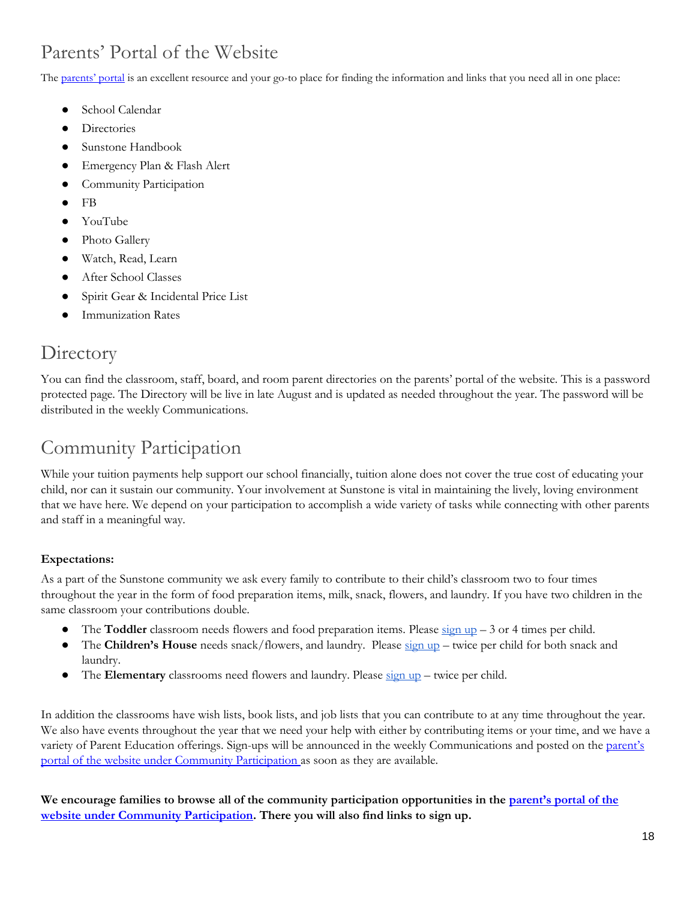## Parents' Portal of the Website

The parents' portal is an excellent resource and your go-to place for finding the information and links that you need all in one place:

- School Calendar
- Directories
- Sunstone Handbook
- Emergency Plan & Flash Alert
- Community Participation
- FB
- YouTube
- Photo Gallery
- Watch, Read, Learn
- After School Classes
- Spirit Gear & Incidental Price List
- Immunization Rates

## Directory

You can find the classroom, staff, board, and room parent directories on the parents' portal of the website. This is a password protected page. The Directory will be live in late August and is updated as needed throughout the year. The password will be distributed in the weekly Communications.

## Community Participation

While your tuition payments help support our school financially, tuition alone does not cover the true cost of educating your child, nor can it sustain our community. Your involvement at Sunstone is vital in maintaining the lively, loving environment that we have here. We depend on your participation to accomplish a wide variety of tasks while connecting with other parents and staff in a meaningful way.

**Expectations:**

As a part of the Sunstone community we ask every family to contribute to their child's classroom two to four times throughout the year in the form of food preparation items, milk, snack, flowers, and laundry. If you have two children in the same classroom your contributions double.

- The **Toddler** classroom needs flowers and food preparation items. Please sign up – 3 or 4 times per child.
- The **Children's House** needs snack/flowers, and laundry. Please sign up – twice per child for both snack and laundry.
- The **Elementary** classrooms need flowers and laundry. Please sign up – twice per child.

In addition the classrooms have wish lists, book lists, and job lists that you can contribute to at any time throughout the year. We also have events throughout the year that we need your help with either by contributing items or your time, and we have a variety of Parent Education offerings. Sign-ups will be announced in the weekly Communications and posted on the parent's portal of the website under Community Participation as soon as they are available.

**We encourage families to browse all of the community participation opportunities in the parent's portal of the website under Community Participation. There you will also find links to sign up.**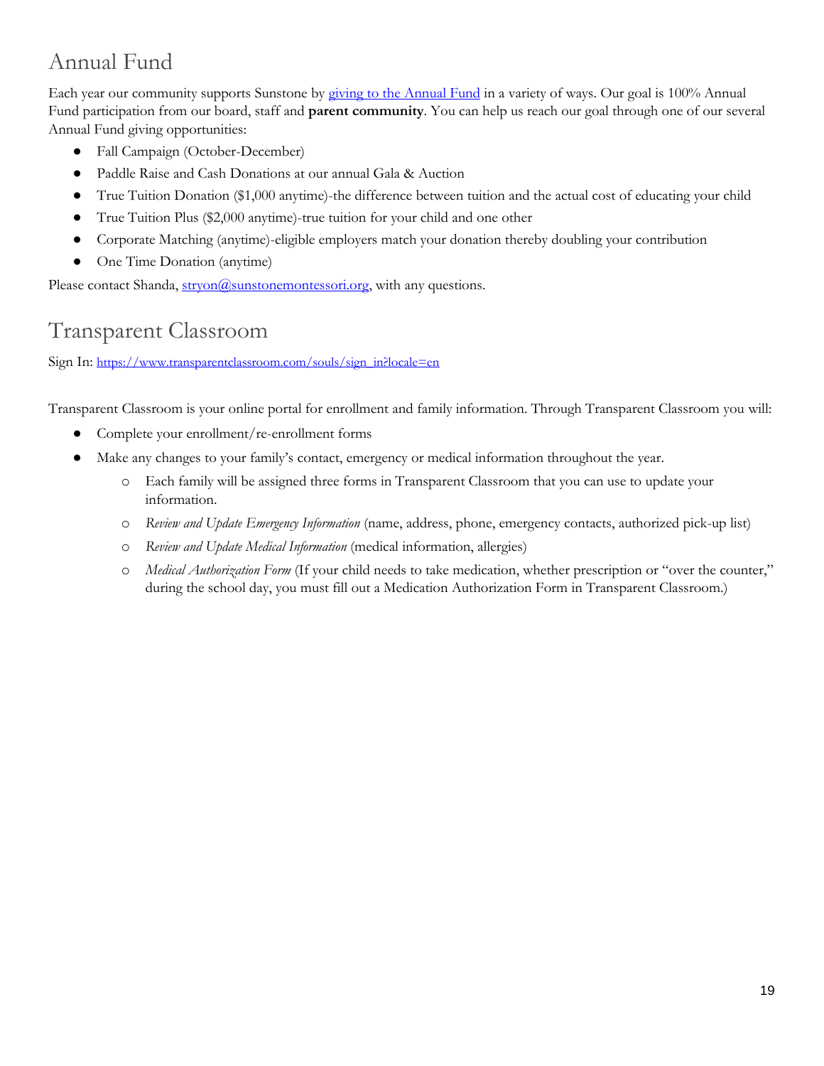## Annual Fund

Each year our community supports Sunstone by [giving to the Annual Fund]() in a variety of ways. Our goal is 100% Annual Fund participation from our board, staff and **parent community**. You can help us reach our goal through one of our several Annual Fund giving opportunities:

- Fall Campaign (October-December)
- Paddle Raise and Cash Donations at our annual Gala & Auction
- True Tuition Donation ($1,000 anytime)-the difference between tuition and the actual cost of educating your child
- True Tuition Plus ($2,000 anytime)-true tuition for your child and one other
- Corporate Matching (anytime)-eligible employers match your donation thereby doubling your contribution
- One Time Donation (anytime)

Please contact Shanda, stryon@sunstonemontessori.org, with any questions.

## Transparent Classroom

Sign In: https://www.transparentclassroom.com/souls/sign_in?locale=en

Transparent Classroom is your online portal for enrollment and family information. Through Transparent Classroom you will:

- Complete your enrollment/re-enrollment forms
- Make any changes to your family's contact, emergency or medical information throughout the year.
  - Each family will be assigned three forms in Transparent Classroom that you can use to update your information.
  - *Review and Update Emergency Information* (name, address, phone, emergency contacts, authorized pick-up list)
  - *Review and Update Medical Information* (medical information, allergies)
  - *Medical Authorization Form* (If your child needs to take medication, whether prescription or "over the counter," during the school day, you must fill out a Medication Authorization Form in Transparent Classroom.)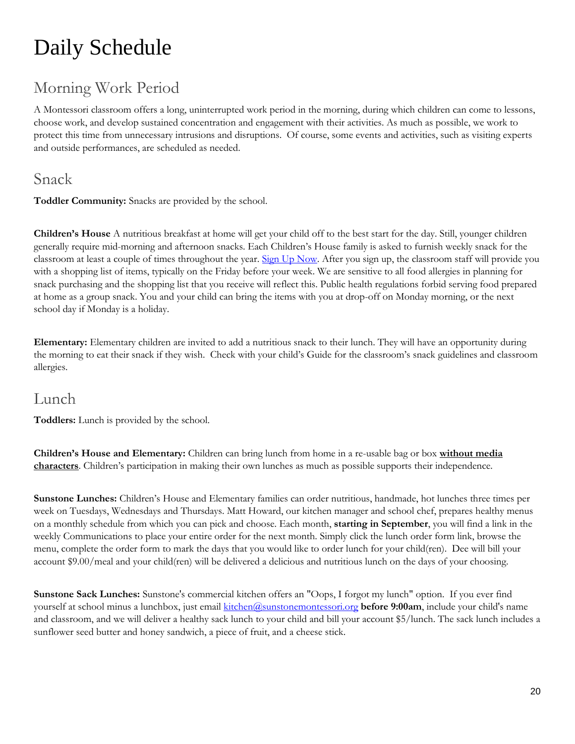# Daily Schedule

## Morning Work Period

A Montessori classroom offers a long, uninterrupted work period in the morning, during which children can come to lessons, choose work, and develop sustained concentration and engagement with their activities. As much as possible, we work to protect this time from unnecessary intrusions and disruptions. Of course, some events and activities, such as visiting experts and outside performances, are scheduled as needed.

## Snack

**Toddler Community:** Snacks are provided by the school.

**Children's House** A nutritious breakfast at home will get your child off to the best start for the day. Still, younger children generally require mid-morning and afternoon snacks. Each Children's House family is asked to furnish weekly snack for the classroom at least a couple of times throughout the year. Sign Up Now. After you sign up, the classroom staff will provide you with a shopping list of items, typically on the Friday before your week. We are sensitive to all food allergies in planning for snack purchasing and the shopping list that you receive will reflect this. Public health regulations forbid serving food prepared at home as a group snack. You and your child can bring the items with you at drop-off on Monday morning, or the next school day if Monday is a holiday.

**Elementary:** Elementary children are invited to add a nutritious snack to their lunch. They will have an opportunity during the morning to eat their snack if they wish. Check with your child's Guide for the classroom's snack guidelines and classroom allergies.

## Lunch

**Toddlers:** Lunch is provided by the school.

**Children's House and Elementary:** Children can bring lunch from home in a re-usable bag or box **without media characters**. Children's participation in making their own lunches as much as possible supports their independence.

**Sunstone Lunches:** Children's House and Elementary families can order nutritious, handmade, hot lunches three times per week on Tuesdays, Wednesdays and Thursdays. Matt Howard, our kitchen manager and school chef, prepares healthy menus on a monthly schedule from which you can pick and choose. Each month, **starting in September**, you will find a link in the weekly Communications to place your entire order for the next month. Simply click the lunch order form link, browse the menu, complete the order form to mark the days that you would like to order lunch for your child(ren). Dee will bill your account $9.00/meal and your child(ren) will be delivered a delicious and nutritious lunch on the days of your choosing.

**Sunstone Sack Lunches:** Sunstone's commercial kitchen offers an "Oops, I forgot my lunch" option. If you ever find yourself at school minus a lunchbox, just email kitchen@sunstonemontessori.org **before 9:00am**, include your child's name and classroom, and we will deliver a healthy sack lunch to your child and bill your account $5/lunch. The sack lunch includes a sunflower seed butter and honey sandwich, a piece of fruit, and a cheese stick.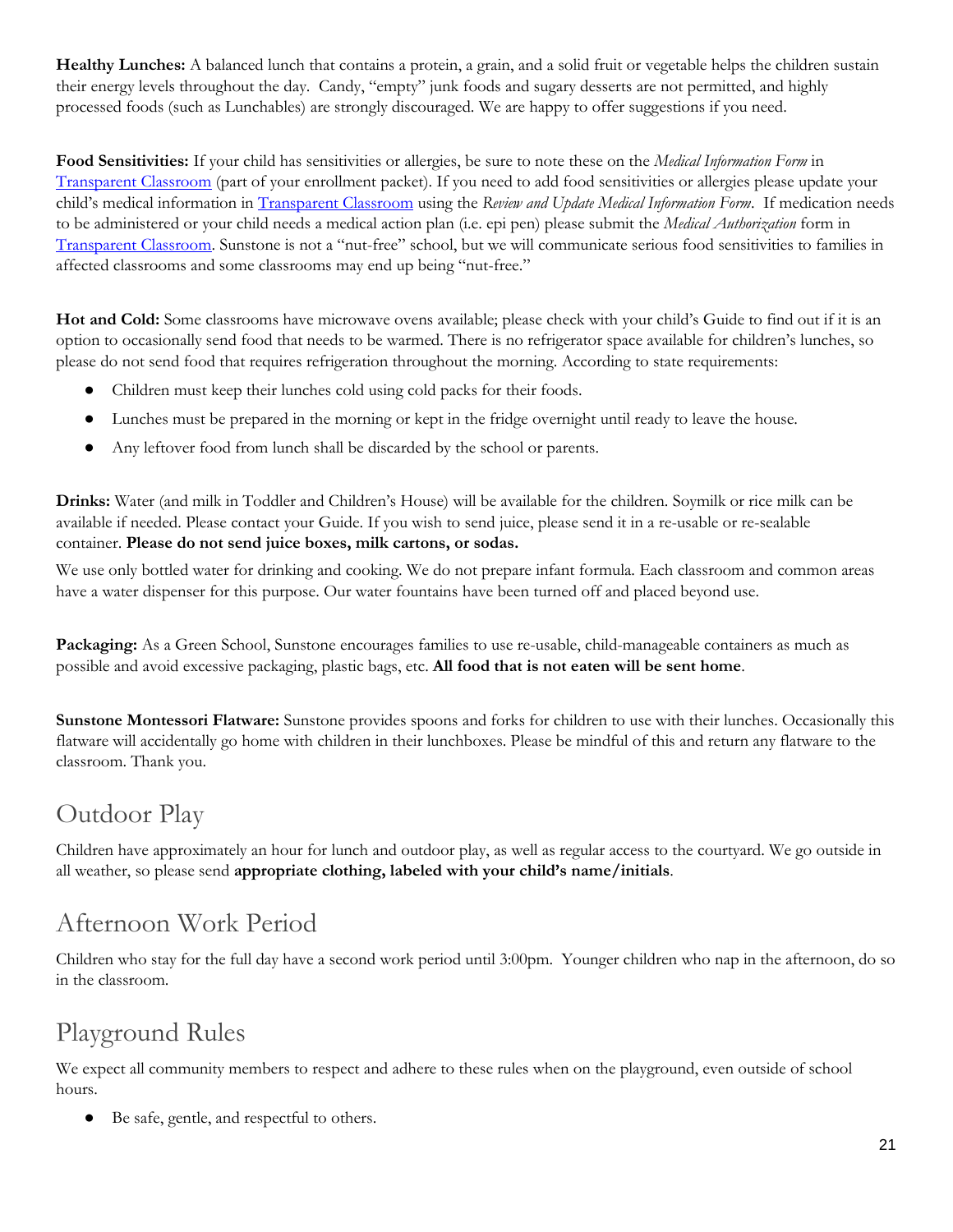**Healthy Lunches:** A balanced lunch that contains a protein, a grain, and a solid fruit or vegetable helps the children sustain their energy levels throughout the day. Candy, "empty" junk foods and sugary desserts are not permitted, and highly processed foods (such as Lunchables) are strongly discouraged. We are happy to offer suggestions if you need.

**Food Sensitivities:** If your child has sensitivities or allergies, be sure to note these on the *Medical Information Form* in Transparent Classroom (part of your enrollment packet). If you need to add food sensitivities or allergies please update your child's medical information in Transparent Classroom using the *Review and Update Medical Information Form*. If medication needs to be administered or your child needs a medical action plan (i.e. epi pen) please submit the *Medical Authorization* form in Transparent Classroom. Sunstone is not a "nut-free" school, but we will communicate serious food sensitivities to families in affected classrooms and some classrooms may end up being "nut-free."

**Hot and Cold:** Some classrooms have microwave ovens available; please check with your child's Guide to find out if it is an option to occasionally send food that needs to be warmed. There is no refrigerator space available for children's lunches, so please do not send food that requires refrigeration throughout the morning. According to state requirements:

- Children must keep their lunches cold using cold packs for their foods.
- Lunches must be prepared in the morning or kept in the fridge overnight until ready to leave the house.
- Any leftover food from lunch shall be discarded by the school or parents.

**Drinks:** Water (and milk in Toddler and Children's House) will be available for the children. Soymilk or rice milk can be available if needed. Please contact your Guide. If you wish to send juice, please send it in a re-usable or re-sealable container. **Please do not send juice boxes, milk cartons, or sodas.**

We use only bottled water for drinking and cooking. We do not prepare infant formula. Each classroom and common areas have a water dispenser for this purpose. Our water fountains have been turned off and placed beyond use.

**Packaging:** As a Green School, Sunstone encourages families to use re-usable, child-manageable containers as much as possible and avoid excessive packaging, plastic bags, etc. **All food that is not eaten will be sent home**.

**Sunstone Montessori Flatware:** Sunstone provides spoons and forks for children to use with their lunches. Occasionally this flatware will accidentally go home with children in their lunchboxes. Please be mindful of this and return any flatware to the classroom. Thank you.

## Outdoor Play

Children have approximately an hour for lunch and outdoor play, as well as regular access to the courtyard. We go outside in all weather, so please send **appropriate clothing, labeled with your child's name/initials**.

## Afternoon Work Period

Children who stay for the full day have a second work period until 3:00pm. Younger children who nap in the afternoon, do so in the classroom.

## Playground Rules

We expect all community members to respect and adhere to these rules when on the playground, even outside of school hours.

- Be safe, gentle, and respectful to others.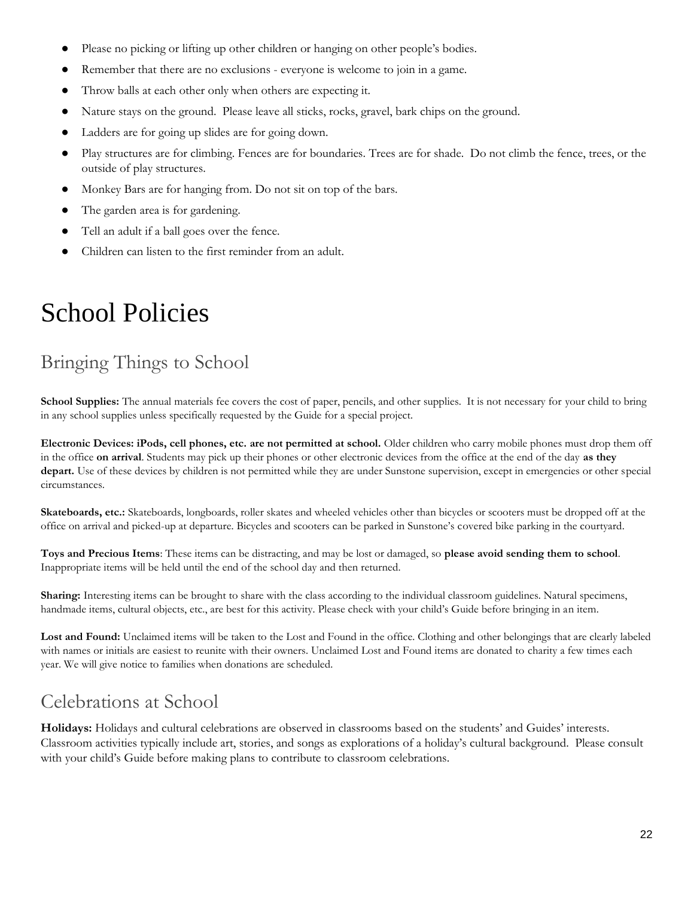- Please no picking or lifting up other children or hanging on other people's bodies.
- Remember that there are no exclusions - everyone is welcome to join in a game.
- Throw balls at each other only when others are expecting it.
- Nature stays on the ground. Please leave all sticks, rocks, gravel, bark chips on the ground.
- Ladders are for going up slides are for going down.
- Play structures are for climbing. Fences are for boundaries. Trees are for shade. Do not climb the fence, trees, or the outside of play structures.
- Monkey Bars are for hanging from. Do not sit on top of the bars.
- The garden area is for gardening.
- Tell an adult if a ball goes over the fence.
- Children can listen to the first reminder from an adult.

# School Policies

## Bringing Things to School

**School Supplies:** The annual materials fee covers the cost of paper, pencils, and other supplies. It is not necessary for your child to bring in any school supplies unless specifically requested by the Guide for a special project.

**Electronic Devices: iPods, cell phones, etc. are not permitted at school.** Older children who carry mobile phones must drop them off in the office **on arrival**. Students may pick up their phones or other electronic devices from the office at the end of the day **as they depart.** Use of these devices by children is not permitted while they are under Sunstone supervision, except in emergencies or other special circumstances.

**Skateboards, etc.:** Skateboards, longboards, roller skates and wheeled vehicles other than bicycles or scooters must be dropped off at the office on arrival and picked-up at departure. Bicycles and scooters can be parked in Sunstone's covered bike parking in the courtyard.

**Toys and Precious Items**: These items can be distracting, and may be lost or damaged, so **please avoid sending them to school**. Inappropriate items will be held until the end of the school day and then returned.

**Sharing:** Interesting items can be brought to share with the class according to the individual classroom guidelines. Natural specimens, handmade items, cultural objects, etc., are best for this activity. Please check with your child's Guide before bringing in an item.

**Lost and Found:** Unclaimed items will be taken to the Lost and Found in the office. Clothing and other belongings that are clearly labeled with names or initials are easiest to reunite with their owners. Unclaimed Lost and Found items are donated to charity a few times each year. We will give notice to families when donations are scheduled.

## Celebrations at School

**Holidays:** Holidays and cultural celebrations are observed in classrooms based on the students' and Guides' interests. Classroom activities typically include art, stories, and songs as explorations of a holiday's cultural background. Please consult with your child's Guide before making plans to contribute to classroom celebrations.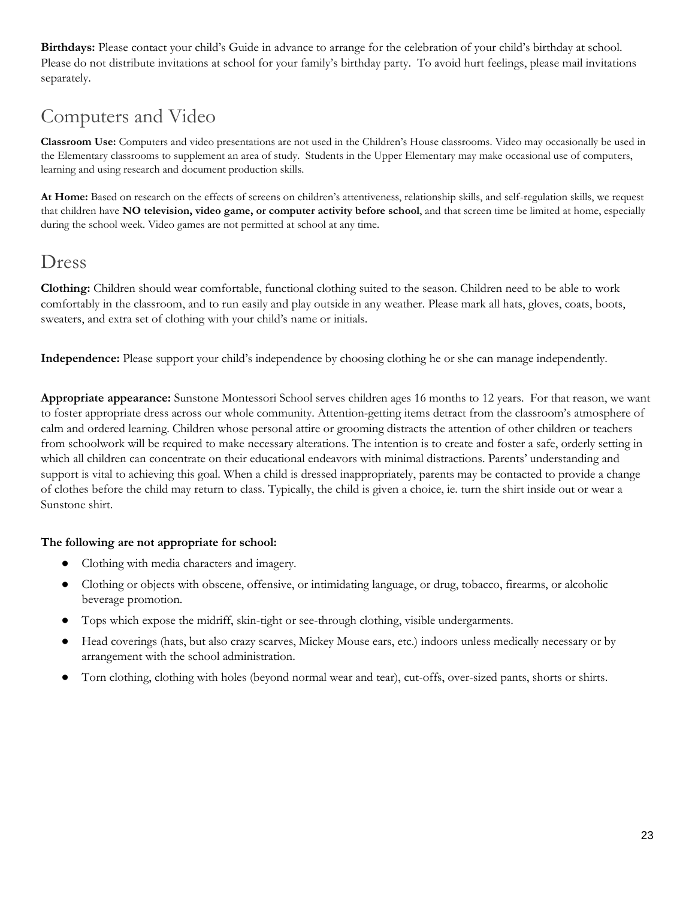**Birthdays:** Please contact your child's Guide in advance to arrange for the celebration of your child's birthday at school. Please do not distribute invitations at school for your family's birthday party. To avoid hurt feelings, please mail invitations separately.

## Computers and Video

**Classroom Use:** Computers and video presentations are not used in the Children's House classrooms. Video may occasionally be used in the Elementary classrooms to supplement an area of study. Students in the Upper Elementary may make occasional use of computers, learning and using research and document production skills.

**At Home:** Based on research on the effects of screens on children's attentiveness, relationship skills, and self-regulation skills, we request that children have **NO television, video game, or computer activity before school**, and that screen time be limited at home, especially during the school week. Video games are not permitted at school at any time.

## Dress

**Clothing:** Children should wear comfortable, functional clothing suited to the season. Children need to be able to work comfortably in the classroom, and to run easily and play outside in any weather. Please mark all hats, gloves, coats, boots, sweaters, and extra set of clothing with your child's name or initials.

**Independence:** Please support your child's independence by choosing clothing he or she can manage independently.

**Appropriate appearance:** Sunstone Montessori School serves children ages 16 months to 12 years. For that reason, we want to foster appropriate dress across our whole community. Attention-getting items detract from the classroom's atmosphere of calm and ordered learning. Children whose personal attire or grooming distracts the attention of other children or teachers from schoolwork will be required to make necessary alterations. The intention is to create and foster a safe, orderly setting in which all children can concentrate on their educational endeavors with minimal distractions. Parents' understanding and support is vital to achieving this goal. When a child is dressed inappropriately, parents may be contacted to provide a change of clothes before the child may return to class. Typically, the child is given a choice, ie. turn the shirt inside out or wear a Sunstone shirt.

**The following are not appropriate for school:**

- Clothing with media characters and imagery.
- Clothing or objects with obscene, offensive, or intimidating language, or drug, tobacco, firearms, or alcoholic beverage promotion.
- Tops which expose the midriff, skin-tight or see-through clothing, visible undergarments.
- Head coverings (hats, but also crazy scarves, Mickey Mouse ears, etc.) indoors unless medically necessary or by arrangement with the school administration.
- Torn clothing, clothing with holes (beyond normal wear and tear), cut-offs, over-sized pants, shorts or shirts.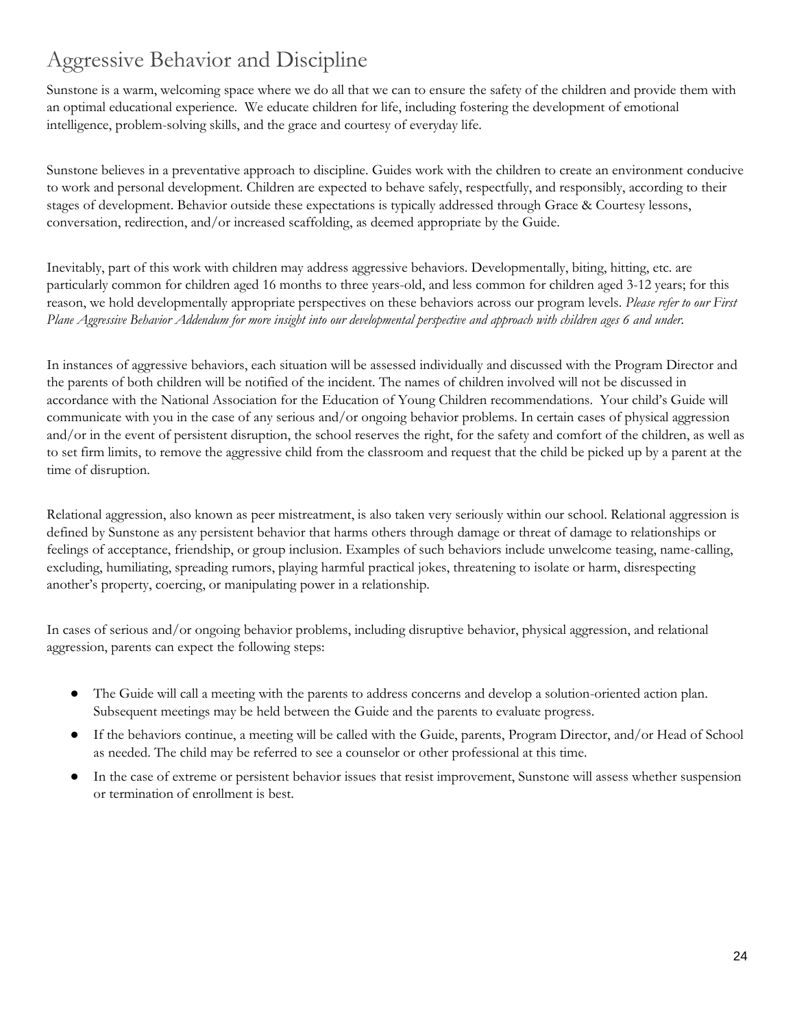# Aggressive Behavior and Discipline

Sunstone is a warm, welcoming space where we do all that we can to ensure the safety of the children and provide them with an optimal educational experience. We educate children for life, including fostering the development of emotional intelligence, problem-solving skills, and the grace and courtesy of everyday life.

Sunstone believes in a preventative approach to discipline. Guides work with the children to create an environment conducive to work and personal development. Children are expected to behave safely, respectfully, and responsibly, according to their stages of development. Behavior outside these expectations is typically addressed through Grace & Courtesy lessons, conversation, redirection, and/or increased scaffolding, as deemed appropriate by the Guide.

Inevitably, part of this work with children may address aggressive behaviors. Developmentally, biting, hitting, etc. are particularly common for children aged 16 months to three years-old, and less common for children aged 3-12 years; for this reason, we hold developmentally appropriate perspectives on these behaviors across our program levels. *Please refer to our First Plane Aggressive Behavior Addendum for more insight into our developmental perspective and approach with children ages 6 and under.*

In instances of aggressive behaviors, each situation will be assessed individually and discussed with the Program Director and the parents of both children will be notified of the incident. The names of children involved will not be discussed in accordance with the National Association for the Education of Young Children recommendations. Your child's Guide will communicate with you in the case of any serious and/or ongoing behavior problems. In certain cases of physical aggression and/or in the event of persistent disruption, the school reserves the right, for the safety and comfort of the children, as well as to set firm limits, to remove the aggressive child from the classroom and request that the child be picked up by a parent at the time of disruption.

Relational aggression, also known as peer mistreatment, is also taken very seriously within our school. Relational aggression is defined by Sunstone as any persistent behavior that harms others through damage or threat of damage to relationships or feelings of acceptance, friendship, or group inclusion. Examples of such behaviors include unwelcome teasing, name-calling, excluding, humiliating, spreading rumors, playing harmful practical jokes, threatening to isolate or harm, disrespecting another's property, coercing, or manipulating power in a relationship.

In cases of serious and/or ongoing behavior problems, including disruptive behavior, physical aggression, and relational aggression, parents can expect the following steps:

- The Guide will call a meeting with the parents to address concerns and develop a solution-oriented action plan. Subsequent meetings may be held between the Guide and the parents to evaluate progress.
- If the behaviors continue, a meeting will be called with the Guide, parents, Program Director, and/or Head of School as needed. The child may be referred to see a counselor or other professional at this time.
- In the case of extreme or persistent behavior issues that resist improvement, Sunstone will assess whether suspension or termination of enrollment is best.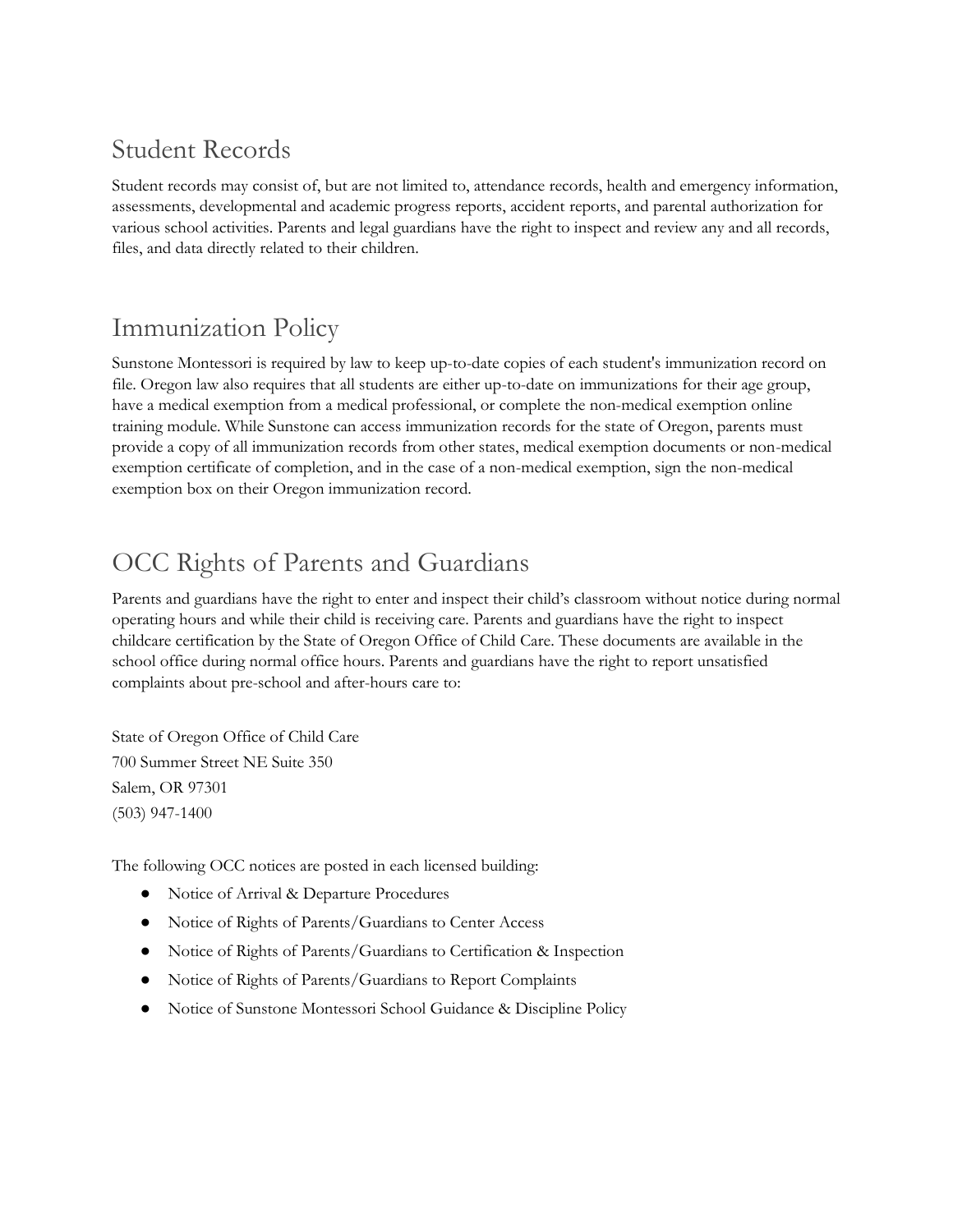## Student Records

Student records may consist of, but are not limited to, attendance records, health and emergency information, assessments, developmental and academic progress reports, accident reports, and parental authorization for various school activities. Parents and legal guardians have the right to inspect and review any and all records, files, and data directly related to their children.

## Immunization Policy

Sunstone Montessori is required by law to keep up-to-date copies of each student's immunization record on file. Oregon law also requires that all students are either up-to-date on immunizations for their age group, have a medical exemption from a medical professional, or complete the non-medical exemption online training module. While Sunstone can access immunization records for the state of Oregon, parents must provide a copy of all immunization records from other states, medical exemption documents or non-medical exemption certificate of completion, and in the case of a non-medical exemption, sign the non-medical exemption box on their Oregon immunization record.

## OCC Rights of Parents and Guardians

Parents and guardians have the right to enter and inspect their child's classroom without notice during normal operating hours and while their child is receiving care. Parents and guardians have the right to inspect childcare certification by the State of Oregon Office of Child Care. These documents are available in the school office during normal office hours. Parents and guardians have the right to report unsatisfied complaints about pre-school and after-hours care to:

State of Oregon Office of Child Care
700 Summer Street NE Suite 350
Salem, OR 97301
(503) 947-1400

The following OCC notices are posted in each licensed building:

- Notice of Arrival & Departure Procedures
- Notice of Rights of Parents/Guardians to Center Access
- Notice of Rights of Parents/Guardians to Certification & Inspection
- Notice of Rights of Parents/Guardians to Report Complaints
- Notice of Sunstone Montessori School Guidance & Discipline Policy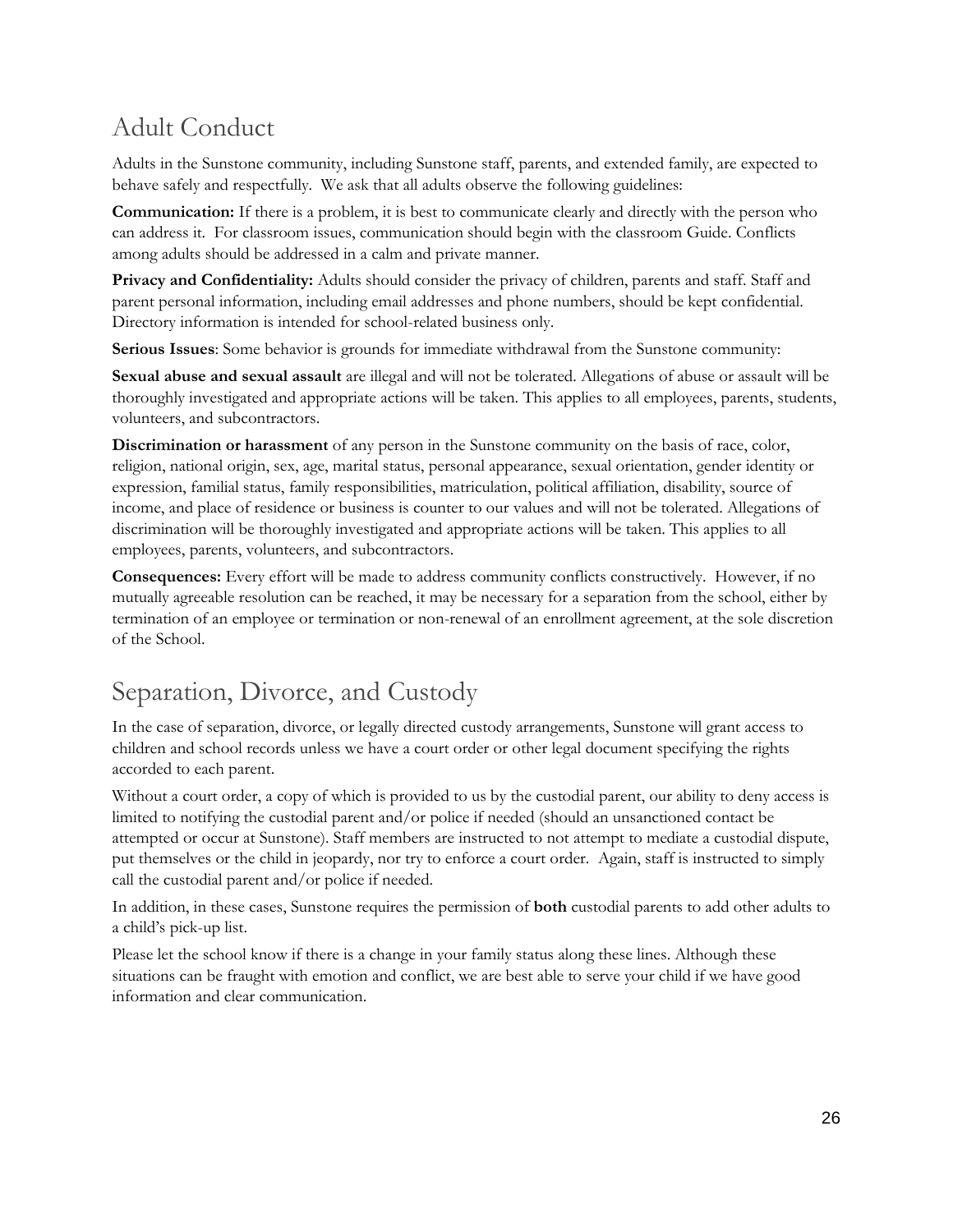## Adult Conduct

Adults in the Sunstone community, including Sunstone staff, parents, and extended family, are expected to behave safely and respectfully. We ask that all adults observe the following guidelines:

**Communication:** If there is a problem, it is best to communicate clearly and directly with the person who can address it. For classroom issues, communication should begin with the classroom Guide. Conflicts among adults should be addressed in a calm and private manner.

**Privacy and Confidentiality:** Adults should consider the privacy of children, parents and staff. Staff and parent personal information, including email addresses and phone numbers, should be kept confidential. Directory information is intended for school-related business only.

**Serious Issues**: Some behavior is grounds for immediate withdrawal from the Sunstone community:

**Sexual abuse and sexual assault** are illegal and will not be tolerated. Allegations of abuse or assault will be thoroughly investigated and appropriate actions will be taken. This applies to all employees, parents, students, volunteers, and subcontractors.

**Discrimination or harassment** of any person in the Sunstone community on the basis of race, color, religion, national origin, sex, age, marital status, personal appearance, sexual orientation, gender identity or expression, familial status, family responsibilities, matriculation, political affiliation, disability, source of income, and place of residence or business is counter to our values and will not be tolerated. Allegations of discrimination will be thoroughly investigated and appropriate actions will be taken. This applies to all employees, parents, volunteers, and subcontractors.

**Consequences:** Every effort will be made to address community conflicts constructively. However, if no mutually agreeable resolution can be reached, it may be necessary for a separation from the school, either by termination of an employee or termination or non-renewal of an enrollment agreement, at the sole discretion of the School.

## Separation, Divorce, and Custody

In the case of separation, divorce, or legally directed custody arrangements, Sunstone will grant access to children and school records unless we have a court order or other legal document specifying the rights accorded to each parent.

Without a court order, a copy of which is provided to us by the custodial parent, our ability to deny access is limited to notifying the custodial parent and/or police if needed (should an unsanctioned contact be attempted or occur at Sunstone). Staff members are instructed to not attempt to mediate a custodial dispute, put themselves or the child in jeopardy, nor try to enforce a court order. Again, staff is instructed to simply call the custodial parent and/or police if needed.

In addition, in these cases, Sunstone requires the permission of **both** custodial parents to add other adults to a child's pick-up list.

Please let the school know if there is a change in your family status along these lines. Although these situations can be fraught with emotion and conflict, we are best able to serve your child if we have good information and clear communication.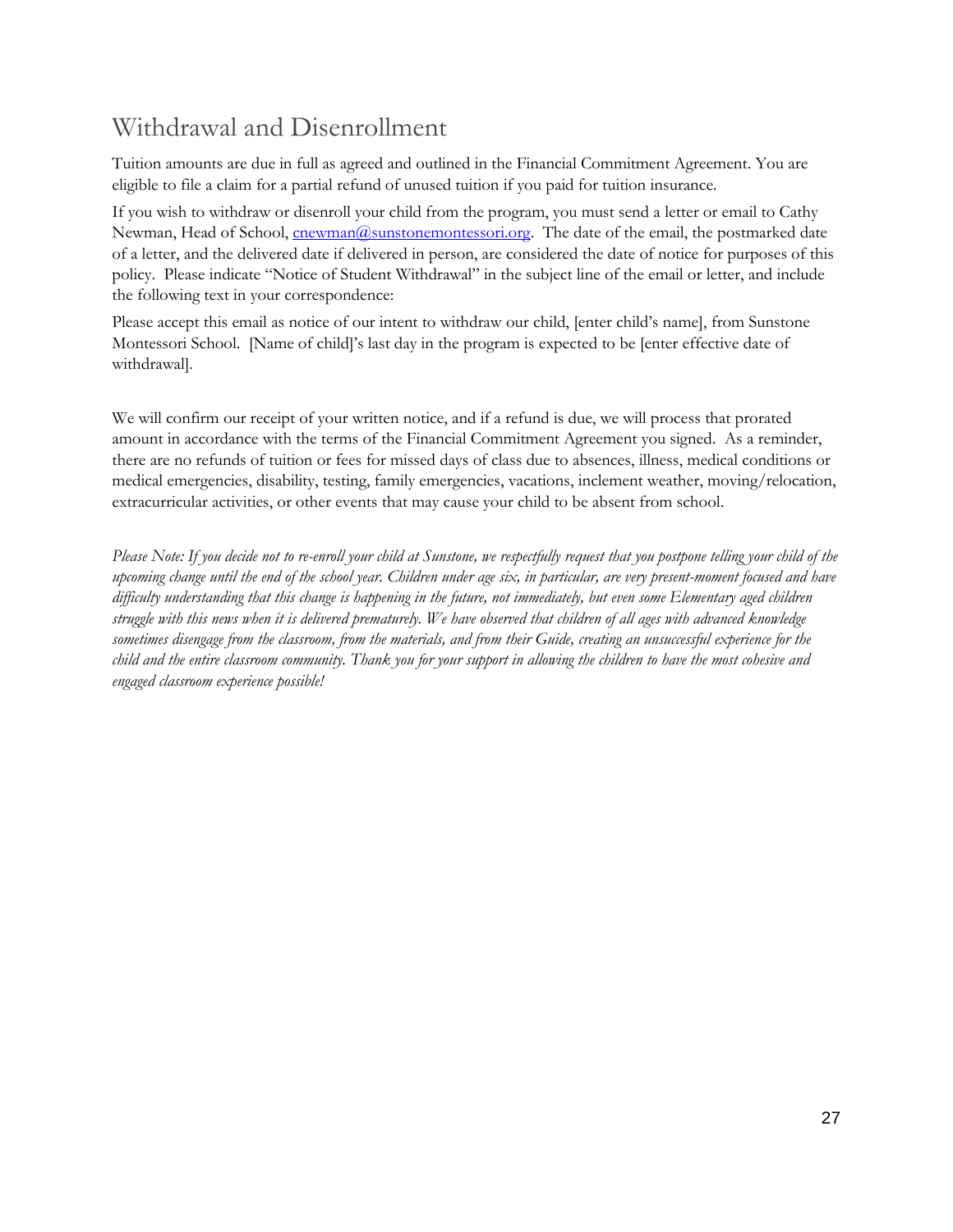## Withdrawal and Disenrollment

Tuition amounts are due in full as agreed and outlined in the Financial Commitment Agreement. You are eligible to file a claim for a partial refund of unused tuition if you paid for tuition insurance.

If you wish to withdraw or disenroll your child from the program, you must send a letter or email to Cathy Newman, Head of School, cnewman@sunstonemontessori.org. The date of the email, the postmarked date of a letter, and the delivered date if delivered in person, are considered the date of notice for purposes of this policy. Please indicate "Notice of Student Withdrawal" in the subject line of the email or letter, and include the following text in your correspondence:

Please accept this email as notice of our intent to withdraw our child, [enter child's name], from Sunstone Montessori School. [Name of child]'s last day in the program is expected to be [enter effective date of withdrawal].

We will confirm our receipt of your written notice, and if a refund is due, we will process that prorated amount in accordance with the terms of the Financial Commitment Agreement you signed. As a reminder, there are no refunds of tuition or fees for missed days of class due to absences, illness, medical conditions or medical emergencies, disability, testing, family emergencies, vacations, inclement weather, moving/relocation, extracurricular activities, or other events that may cause your child to be absent from school.

*Please Note: If you decide not to re-enroll your child at Sunstone, we respectfully request that you postpone telling your child of the upcoming change until the end of the school year. Children under age six, in particular, are very present-moment focused and have difficulty understanding that this change is happening in the future, not immediately, but even some Elementary aged children struggle with this news when it is delivered prematurely. We have observed that children of all ages with advanced knowledge sometimes disengage from the classroom, from the materials, and from their Guide, creating an unsuccessful experience for the child and the entire classroom community. Thank you for your support in allowing the children to have the most cohesive and engaged classroom experience possible!*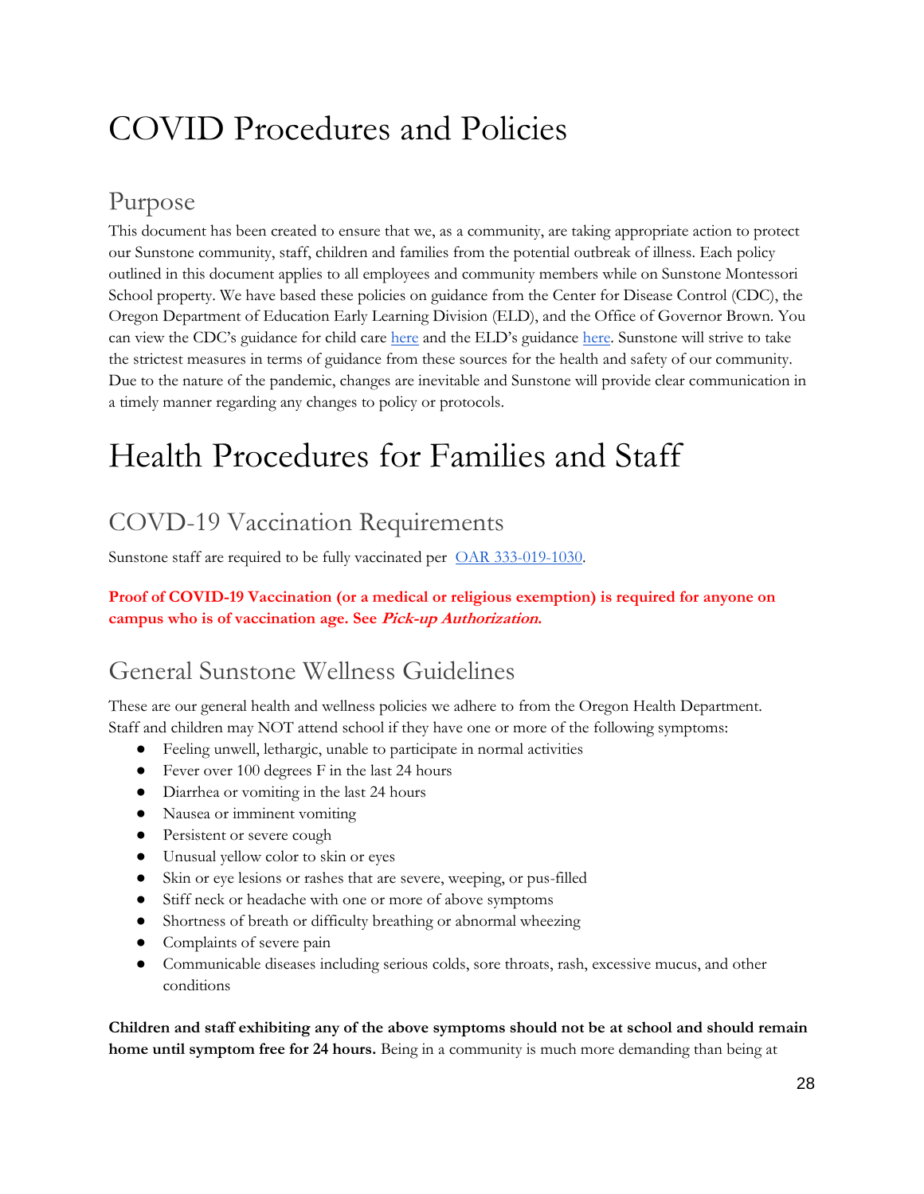# COVID Procedures and Policies

## Purpose

This document has been created to ensure that we, as a community, are taking appropriate action to protect our Sunstone community, staff, children and families from the potential outbreak of illness. Each policy outlined in this document applies to all employees and community members while on Sunstone Montessori School property. We have based these policies on guidance from the Center for Disease Control (CDC), the Oregon Department of Education Early Learning Division (ELD), and the Office of Governor Brown. You can view the CDC's guidance for child care here and the ELD's guidance here. Sunstone will strive to take the strictest measures in terms of guidance from these sources for the health and safety of our community. Due to the nature of the pandemic, changes are inevitable and Sunstone will provide clear communication in a timely manner regarding any changes to policy or protocols.

# Health Procedures for Families and Staff

## COVD-19 Vaccination Requirements

Sunstone staff are required to be fully vaccinated per OAR 333-019-1030.

**Proof of COVID-19 Vaccination (or a medical or religious exemption) is required for anyone on campus who is of vaccination age. See *Pick-up Authorization*.**

## General Sunstone Wellness Guidelines

These are our general health and wellness policies we adhere to from the Oregon Health Department. Staff and children may NOT attend school if they have one or more of the following symptoms:

- Feeling unwell, lethargic, unable to participate in normal activities
- Fever over 100 degrees F in the last 24 hours
- Diarrhea or vomiting in the last 24 hours
- Nausea or imminent vomiting
- Persistent or severe cough
- Unusual yellow color to skin or eyes
- Skin or eye lesions or rashes that are severe, weeping, or pus-filled
- Stiff neck or headache with one or more of above symptoms
- Shortness of breath or difficulty breathing or abnormal wheezing
- Complaints of severe pain
- Communicable diseases including serious colds, sore throats, rash, excessive mucus, and other conditions

**Children and staff exhibiting any of the above symptoms should not be at school and should remain home until symptom free for 24 hours.** Being in a community is much more demanding than being at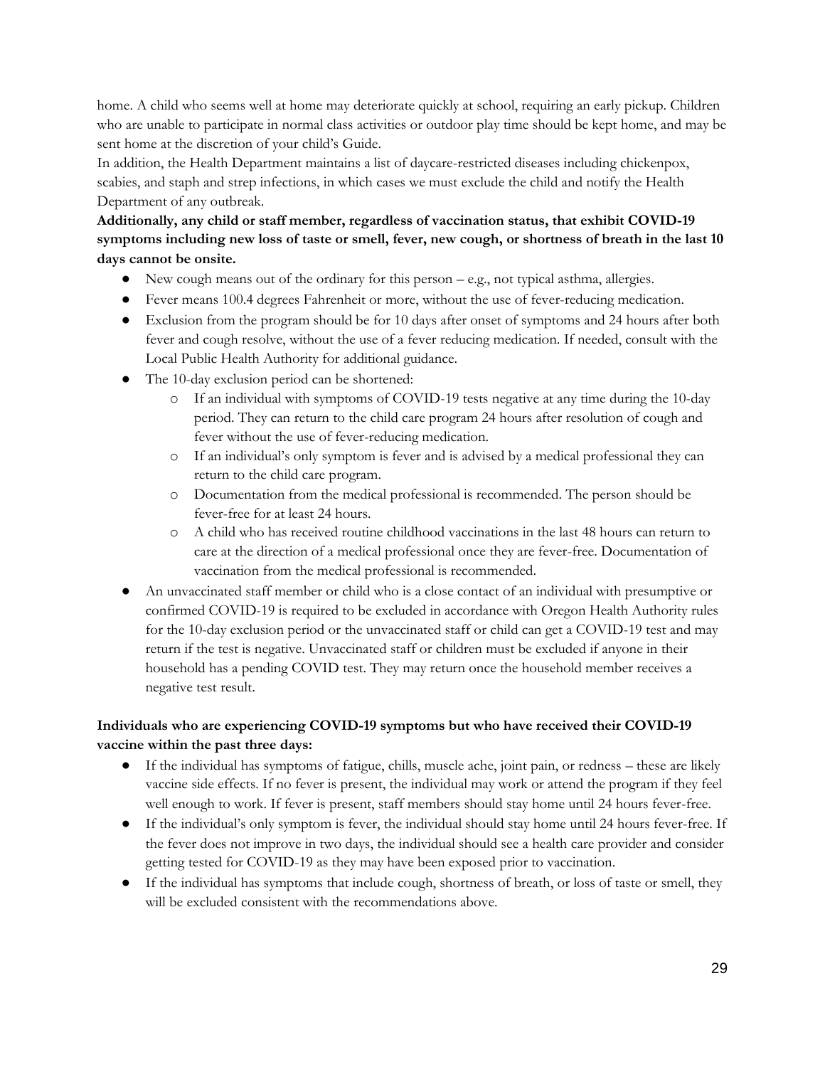home. A child who seems well at home may deteriorate quickly at school, requiring an early pickup. Children who are unable to participate in normal class activities or outdoor play time should be kept home, and may be sent home at the discretion of your child's Guide.

In addition, the Health Department maintains a list of daycare-restricted diseases including chickenpox, scabies, and staph and strep infections, in which cases we must exclude the child and notify the Health Department of any outbreak.

**Additionally, any child or staff member, regardless of vaccination status, that exhibit COVID-19 symptoms including new loss of taste or smell, fever, new cough, or shortness of breath in the last 10 days cannot be onsite.**

- New cough means out of the ordinary for this person – e.g., not typical asthma, allergies.
- Fever means 100.4 degrees Fahrenheit or more, without the use of fever-reducing medication.
- Exclusion from the program should be for 10 days after onset of symptoms and 24 hours after both fever and cough resolve, without the use of a fever reducing medication. If needed, consult with the Local Public Health Authority for additional guidance.
- The 10-day exclusion period can be shortened:
    - If an individual with symptoms of COVID-19 tests negative at any time during the 10-day period. They can return to the child care program 24 hours after resolution of cough and fever without the use of fever-reducing medication.
    - If an individual's only symptom is fever and is advised by a medical professional they can return to the child care program.
    - Documentation from the medical professional is recommended. The person should be fever-free for at least 24 hours.
    - A child who has received routine childhood vaccinations in the last 48 hours can return to care at the direction of a medical professional once they are fever-free. Documentation of vaccination from the medical professional is recommended.
- An unvaccinated staff member or child who is a close contact of an individual with presumptive or confirmed COVID-19 is required to be excluded in accordance with Oregon Health Authority rules for the 10-day exclusion period or the unvaccinated staff or child can get a COVID-19 test and may return if the test is negative. Unvaccinated staff or children must be excluded if anyone in their household has a pending COVID test. They may return once the household member receives a negative test result.

**Individuals who are experiencing COVID-19 symptoms but who have received their COVID-19 vaccine within the past three days:**

- If the individual has symptoms of fatigue, chills, muscle ache, joint pain, or redness – these are likely vaccine side effects. If no fever is present, the individual may work or attend the program if they feel well enough to work. If fever is present, staff members should stay home until 24 hours fever-free.
- If the individual's only symptom is fever, the individual should stay home until 24 hours fever-free. If the fever does not improve in two days, the individual should see a health care provider and consider getting tested for COVID-19 as they may have been exposed prior to vaccination.
- If the individual has symptoms that include cough, shortness of breath, or loss of taste or smell, they will be excluded consistent with the recommendations above.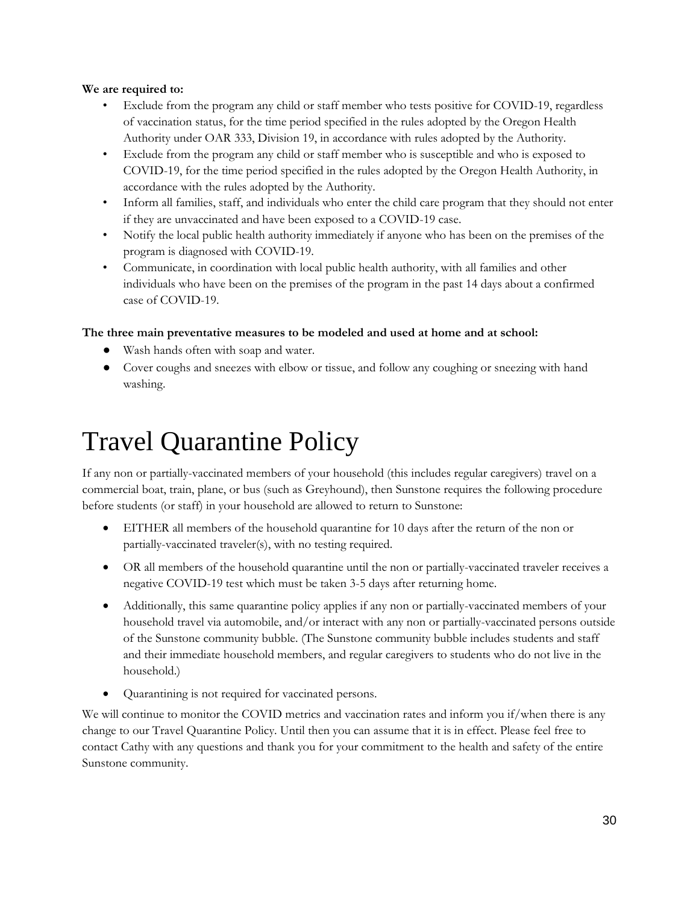**We are required to:**

- Exclude from the program any child or staff member who tests positive for COVID-19, regardless of vaccination status, for the time period specified in the rules adopted by the Oregon Health Authority under OAR 333, Division 19, in accordance with rules adopted by the Authority.
- Exclude from the program any child or staff member who is susceptible and who is exposed to COVID-19, for the time period specified in the rules adopted by the Oregon Health Authority, in accordance with the rules adopted by the Authority.
- Inform all families, staff, and individuals who enter the child care program that they should not enter if they are unvaccinated and have been exposed to a COVID-19 case.
- Notify the local public health authority immediately if anyone who has been on the premises of the program is diagnosed with COVID-19.
- Communicate, in coordination with local public health authority, with all families and other individuals who have been on the premises of the program in the past 14 days about a confirmed case of COVID-19.

**The three main preventative measures to be modeled and used at home and at school:**

- Wash hands often with soap and water.
- Cover coughs and sneezes with elbow or tissue, and follow any coughing or sneezing with hand washing.

# Travel Quarantine Policy

If any non or partially-vaccinated members of your household (this includes regular caregivers) travel on a commercial boat, train, plane, or bus (such as Greyhound), then Sunstone requires the following procedure before students (or staff) in your household are allowed to return to Sunstone:

- EITHER all members of the household quarantine for 10 days after the return of the non or partially-vaccinated traveler(s), with no testing required.
- OR all members of the household quarantine until the non or partially-vaccinated traveler receives a negative COVID-19 test which must be taken 3-5 days after returning home.
- Additionally, this same quarantine policy applies if any non or partially-vaccinated members of your household travel via automobile, and/or interact with any non or partially-vaccinated persons outside of the Sunstone community bubble. (The Sunstone community bubble includes students and staff and their immediate household members, and regular caregivers to students who do not live in the household.)
- Quarantining is not required for vaccinated persons.

We will continue to monitor the COVID metrics and vaccination rates and inform you if/when there is any change to our Travel Quarantine Policy. Until then you can assume that it is in effect. Please feel free to contact Cathy with any questions and thank you for your commitment to the health and safety of the entire Sunstone community.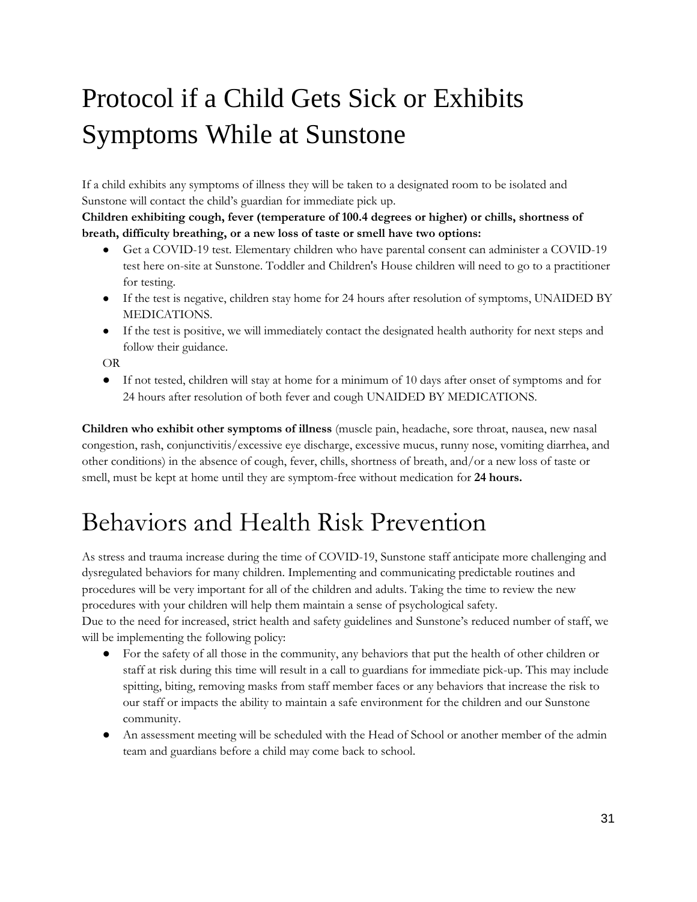# Protocol if a Child Gets Sick or Exhibits Symptoms While at Sunstone

If a child exhibits any symptoms of illness they will be taken to a designated room to be isolated and Sunstone will contact the child's guardian for immediate pick up.

**Children exhibiting cough, fever (temperature of 100.4 degrees or higher) or chills, shortness of breath, difficulty breathing, or a new loss of taste or smell have two options:**

- Get a COVID-19 test. Elementary children who have parental consent can administer a COVID-19 test here on-site at Sunstone. Toddler and Children's House children will need to go to a practitioner for testing.
- If the test is negative, children stay home for 24 hours after resolution of symptoms, UNAIDED BY MEDICATIONS.
- If the test is positive, we will immediately contact the designated health authority for next steps and follow their guidance.

OR

- If not tested, children will stay at home for a minimum of 10 days after onset of symptoms and for 24 hours after resolution of both fever and cough UNAIDED BY MEDICATIONS.

**Children who exhibit other symptoms of illness** (muscle pain, headache, sore throat, nausea, new nasal congestion, rash, conjunctivitis/excessive eye discharge, excessive mucus, runny nose, vomiting diarrhea, and other conditions) in the absence of cough, fever, chills, shortness of breath, and/or a new loss of taste or smell, must be kept at home until they are symptom-free without medication for **24 hours.**

# Behaviors and Health Risk Prevention

As stress and trauma increase during the time of COVID-19, Sunstone staff anticipate more challenging and dysregulated behaviors for many children. Implementing and communicating predictable routines and procedures will be very important for all of the children and adults. Taking the time to review the new procedures with your children will help them maintain a sense of psychological safety.

Due to the need for increased, strict health and safety guidelines and Sunstone's reduced number of staff, we will be implementing the following policy:

- For the safety of all those in the community, any behaviors that put the health of other children or staff at risk during this time will result in a call to guardians for immediate pick-up. This may include spitting, biting, removing masks from staff member faces or any behaviors that increase the risk to our staff or impacts the ability to maintain a safe environment for the children and our Sunstone community.
- An assessment meeting will be scheduled with the Head of School or another member of the admin team and guardians before a child may come back to school.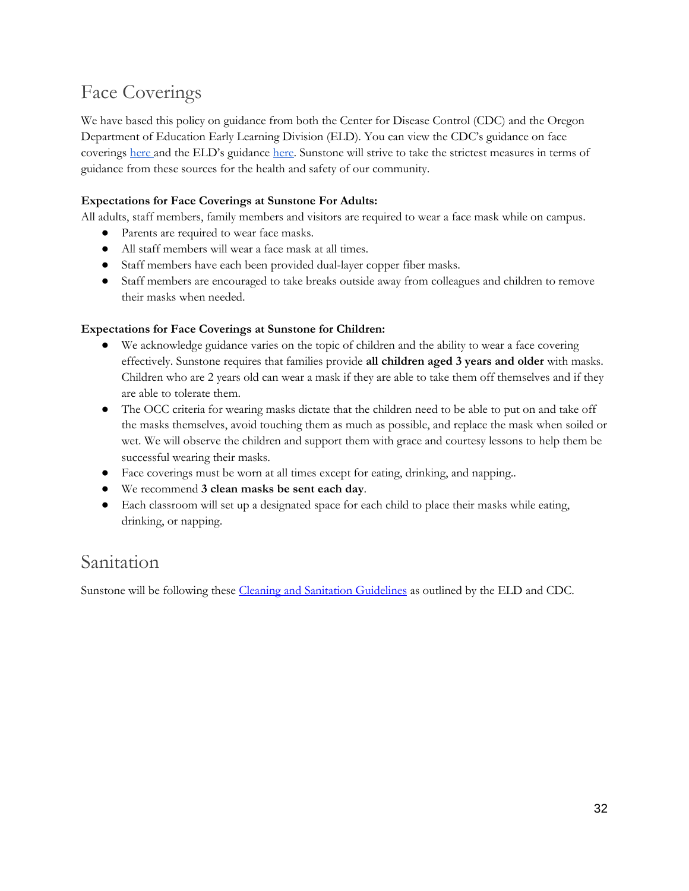# Face Coverings

We have based this policy on guidance from both the Center for Disease Control (CDC) and the Oregon Department of Education Early Learning Division (ELD). You can view the CDC's guidance on face coverings here and the ELD's guidance here. Sunstone will strive to take the strictest measures in terms of guidance from these sources for the health and safety of our community.

**Expectations for Face Coverings at Sunstone For Adults:**
All adults, staff members, family members and visitors are required to wear a face mask while on campus.

- Parents are required to wear face masks.
- All staff members will wear a face mask at all times.
- Staff members have each been provided dual-layer copper fiber masks.
- Staff members are encouraged to take breaks outside away from colleagues and children to remove their masks when needed.

**Expectations for Face Coverings at Sunstone for Children:**

- We acknowledge guidance varies on the topic of children and the ability to wear a face covering effectively. Sunstone requires that families provide **all children aged 3 years and older** with masks. Children who are 2 years old can wear a mask if they are able to take them off themselves and if they are able to tolerate them.
- The OCC criteria for wearing masks dictate that the children need to be able to put on and take off the masks themselves, avoid touching them as much as possible, and replace the mask when soiled or wet. We will observe the children and support them with grace and courtesy lessons to help them be successful wearing their masks.
- Face coverings must be worn at all times except for eating, drinking, and napping..
- We recommend **3 clean masks be sent each day**.
- Each classroom will set up a designated space for each child to place their masks while eating, drinking, or napping.

# Sanitation

Sunstone will be following these Cleaning and Sanitation Guidelines as outlined by the ELD and CDC.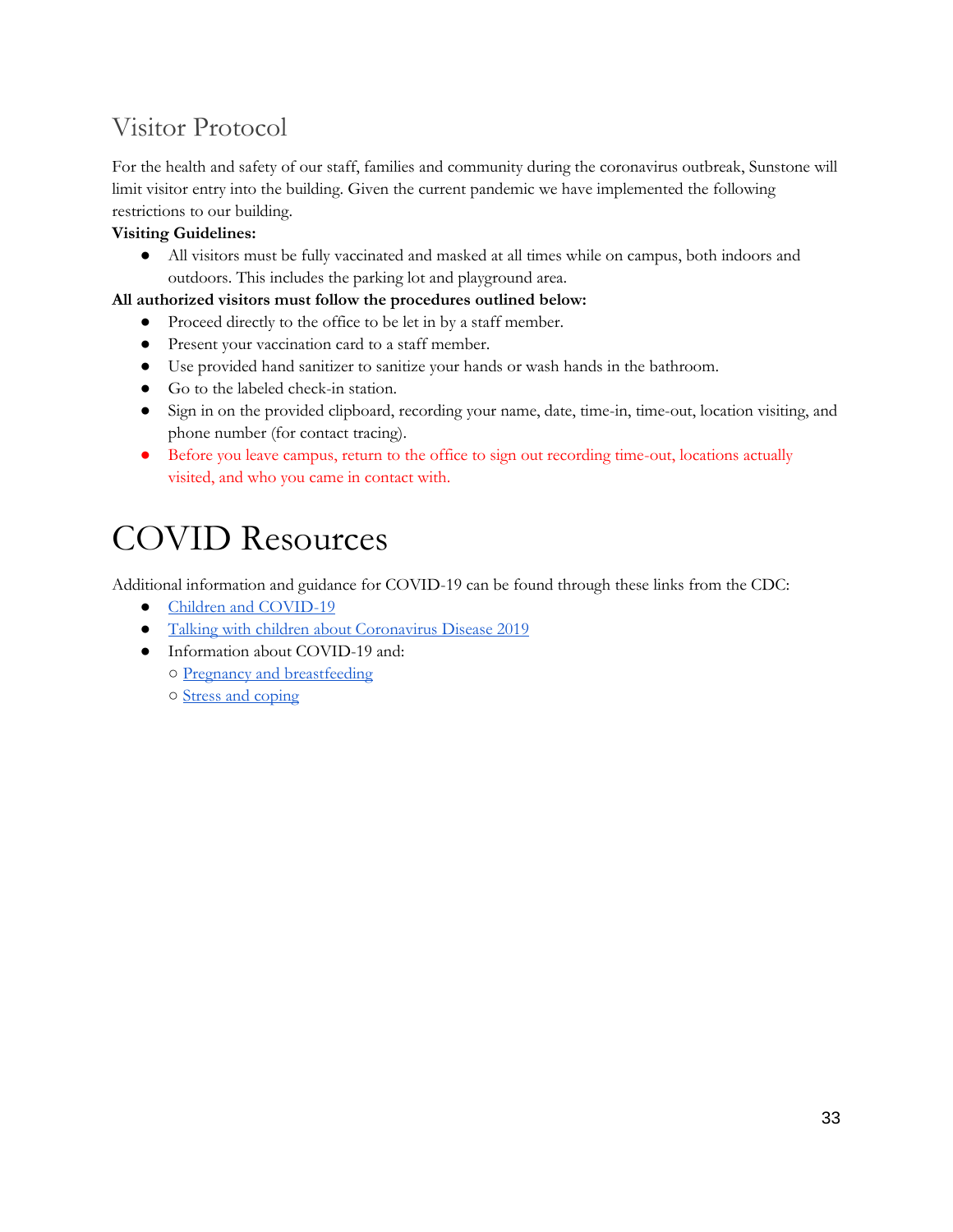## Visitor Protocol

For the health and safety of our staff, families and community during the coronavirus outbreak, Sunstone will limit visitor entry into the building. Given the current pandemic we have implemented the following restrictions to our building.

**Visiting Guidelines:**

- All visitors must be fully vaccinated and masked at all times while on campus, both indoors and outdoors. This includes the parking lot and playground area.

**All authorized visitors must follow the procedures outlined below:**

- Proceed directly to the office to be let in by a staff member.
- Present your vaccination card to a staff member.
- Use provided hand sanitizer to sanitize your hands or wash hands in the bathroom.
- Go to the labeled check-in station.
- Sign in on the provided clipboard, recording your name, date, time-in, time-out, location visiting, and phone number (for contact tracing).
- Before you leave campus, return to the office to sign out recording time-out, locations actually visited, and who you came in contact with.

# COVID Resources

Additional information and guidance for COVID-19 can be found through these links from the CDC:

- Children and COVID-19
- Talking with children about Coronavirus Disease 2019
- Information about COVID-19 and:
  - Pregnancy and breastfeeding
  - Stress and coping